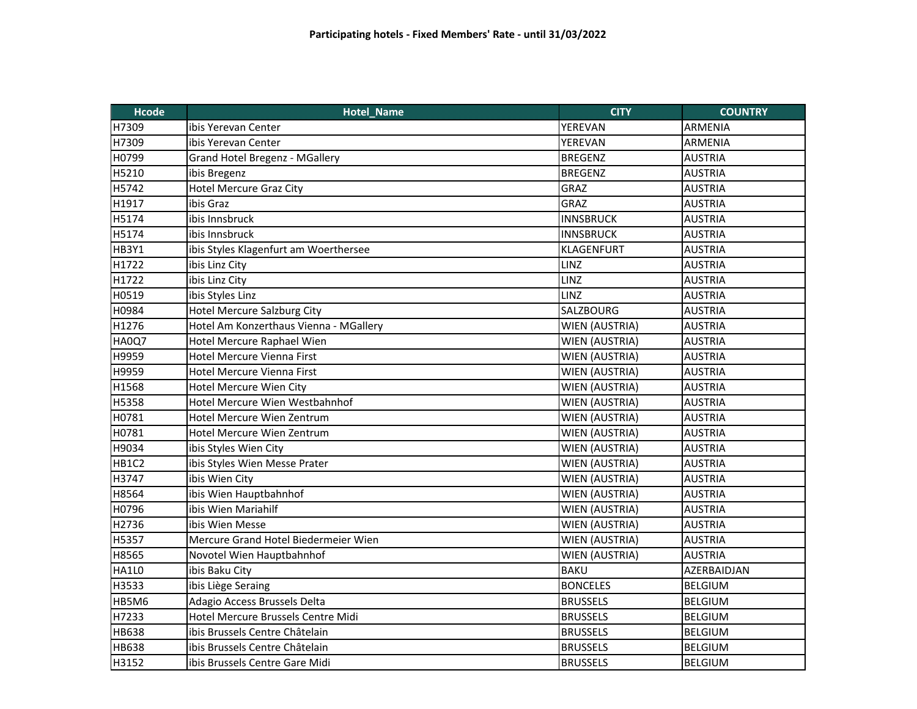**Participating hotels - Fixed Members' Rate - until 31/03/2022**

| Hcode | Hotel_Name | CITY | COUNTRY |
|---|---|---|---|
| H7309 | ibis Yerevan Center | YEREVAN | ARMENIA |
| H7309 | ibis Yerevan Center | YEREVAN | ARMENIA |
| H0799 | Grand Hotel Bregenz - MGallery | BREGENZ | AUSTRIA |
| H5210 | ibis Bregenz | BREGENZ | AUSTRIA |
| H5742 | Hotel Mercure Graz City | GRAZ | AUSTRIA |
| H1917 | ibis Graz | GRAZ | AUSTRIA |
| H5174 | ibis Innsbruck | INNSBRUCK | AUSTRIA |
| H5174 | ibis Innsbruck | INNSBRUCK | AUSTRIA |
| HB3Y1 | ibis Styles Klagenfurt am Woerthersee | KLAGENFURT | AUSTRIA |
| H1722 | ibis Linz City | LINZ | AUSTRIA |
| H1722 | ibis Linz City | LINZ | AUSTRIA |
| H0519 | ibis Styles Linz | LINZ | AUSTRIA |
| H0984 | Hotel Mercure Salzburg City | SALZBOURG | AUSTRIA |
| H1276 | Hotel Am Konzerthaus Vienna - MGallery | WIEN (AUSTRIA) | AUSTRIA |
| HA0Q7 | Hotel Mercure Raphael Wien | WIEN (AUSTRIA) | AUSTRIA |
| H9959 | Hotel Mercure Vienna First | WIEN (AUSTRIA) | AUSTRIA |
| H9959 | Hotel Mercure Vienna First | WIEN (AUSTRIA) | AUSTRIA |
| H1568 | Hotel Mercure Wien City | WIEN (AUSTRIA) | AUSTRIA |
| H5358 | Hotel Mercure Wien Westbahnhof | WIEN (AUSTRIA) | AUSTRIA |
| H0781 | Hotel Mercure Wien Zentrum | WIEN (AUSTRIA) | AUSTRIA |
| H0781 | Hotel Mercure Wien Zentrum | WIEN (AUSTRIA) | AUSTRIA |
| H9034 | ibis Styles Wien City | WIEN (AUSTRIA) | AUSTRIA |
| HB1C2 | ibis Styles Wien Messe Prater | WIEN (AUSTRIA) | AUSTRIA |
| H3747 | ibis Wien City | WIEN (AUSTRIA) | AUSTRIA |
| H8564 | ibis Wien Hauptbahnhof | WIEN (AUSTRIA) | AUSTRIA |
| H0796 | ibis Wien Mariahilf | WIEN (AUSTRIA) | AUSTRIA |
| H2736 | ibis Wien Messe | WIEN (AUSTRIA) | AUSTRIA |
| H5357 | Mercure Grand Hotel Biedermeier Wien | WIEN (AUSTRIA) | AUSTRIA |
| H8565 | Novotel Wien Hauptbahnhof | WIEN (AUSTRIA) | AUSTRIA |
| HA1L0 | ibis Baku City | BAKU | AZERBAIDJAN |
| H3533 | ibis Liège Seraing | BONCELES | BELGIUM |
| HB5M6 | Adagio Access Brussels Delta | BRUSSELS | BELGIUM |
| H7233 | Hotel Mercure Brussels Centre Midi | BRUSSELS | BELGIUM |
| HB638 | ibis Brussels Centre Châtelain | BRUSSELS | BELGIUM |
| HB638 | ibis Brussels Centre Châtelain | BRUSSELS | BELGIUM |
| H3152 | ibis Brussels Centre Gare Midi | BRUSSELS | BELGIUM |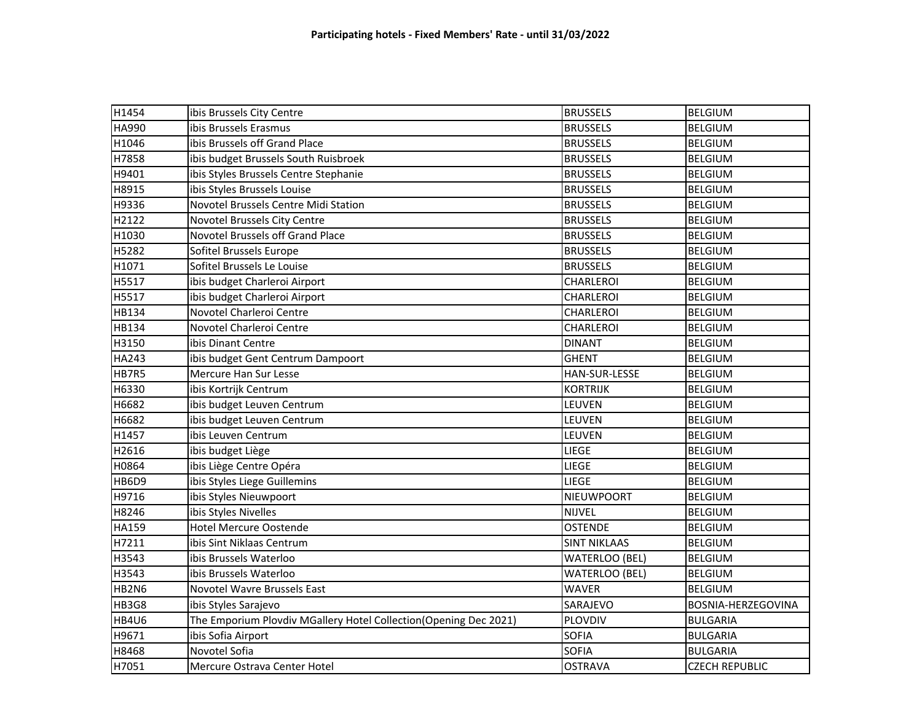**Participating hotels - Fixed Members' Rate - until 31/03/2022**

| | | | |
|---|---|---|---|
| H1454 | ibis Brussels City Centre | BRUSSELS | BELGIUM |
| HA990 | ibis Brussels Erasmus | BRUSSELS | BELGIUM |
| H1046 | ibis Brussels off Grand Place | BRUSSELS | BELGIUM |
| H7858 | ibis budget Brussels South Ruisbroek | BRUSSELS | BELGIUM |
| H9401 | ibis Styles Brussels Centre Stephanie | BRUSSELS | BELGIUM |
| H8915 | ibis Styles Brussels Louise | BRUSSELS | BELGIUM |
| H9336 | Novotel Brussels Centre Midi Station | BRUSSELS | BELGIUM |
| H2122 | Novotel Brussels City Centre | BRUSSELS | BELGIUM |
| H1030 | Novotel Brussels off Grand Place | BRUSSELS | BELGIUM |
| H5282 | Sofitel Brussels Europe | BRUSSELS | BELGIUM |
| H1071 | Sofitel Brussels Le Louise | BRUSSELS | BELGIUM |
| H5517 | ibis budget Charleroi Airport | CHARLEROI | BELGIUM |
| H5517 | ibis budget Charleroi Airport | CHARLEROI | BELGIUM |
| HB134 | Novotel Charleroi Centre | CHARLEROI | BELGIUM |
| HB134 | Novotel Charleroi Centre | CHARLEROI | BELGIUM |
| H3150 | ibis Dinant Centre | DINANT | BELGIUM |
| HA243 | ibis budget Gent Centrum Dampoort | GHENT | BELGIUM |
| HB7R5 | Mercure Han Sur Lesse | HAN-SUR-LESSE | BELGIUM |
| H6330 | ibis Kortrijk Centrum | KORTRIJK | BELGIUM |
| H6682 | ibis budget Leuven Centrum | LEUVEN | BELGIUM |
| H6682 | ibis budget Leuven Centrum | LEUVEN | BELGIUM |
| H1457 | ibis Leuven Centrum | LEUVEN | BELGIUM |
| H2616 | ibis budget Liège | LIEGE | BELGIUM |
| H0864 | ibis Liège Centre Opéra | LIEGE | BELGIUM |
| HB6D9 | ibis Styles Liege Guillemins | LIEGE | BELGIUM |
| H9716 | ibis Styles Nieuwpoort | NIEUWPOORT | BELGIUM |
| H8246 | ibis Styles Nivelles | NIJVEL | BELGIUM |
| HA159 | Hotel Mercure Oostende | OSTENDE | BELGIUM |
| H7211 | ibis Sint Niklaas Centrum | SINT NIKLAAS | BELGIUM |
| H3543 | ibis Brussels Waterloo | WATERLOO (BEL) | BELGIUM |
| H3543 | ibis Brussels Waterloo | WATERLOO (BEL) | BELGIUM |
| HB2N6 | Novotel Wavre Brussels East | WAVER | BELGIUM |
| HB3G8 | ibis Styles Sarajevo | SARAJEVO | BOSNIA-HERZEGOVINA |
| HB4U6 | The Emporium Plovdiv MGallery Hotel Collection(Opening Dec 2021) | PLOVDIV | BULGARIA |
| H9671 | ibis Sofia Airport | SOFIA | BULGARIA |
| H8468 | Novotel Sofia | SOFIA | BULGARIA |
| H7051 | Mercure Ostrava Center Hotel | OSTRAVA | CZECH REPUBLIC |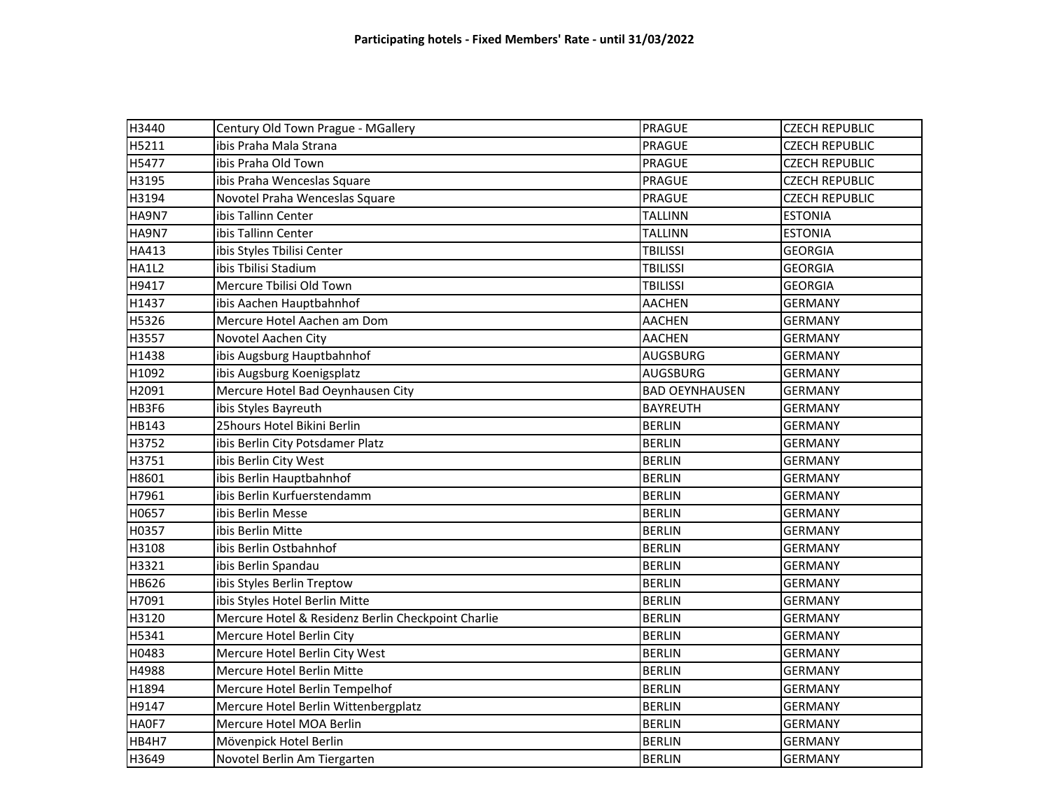**Participating hotels - Fixed Members' Rate - until 31/03/2022**

| | | | |
|---|---|---|---|
| H3440 | Century Old Town Prague - MGallery | PRAGUE | CZECH REPUBLIC |
| H5211 | ibis Praha Mala Strana | PRAGUE | CZECH REPUBLIC |
| H5477 | ibis Praha Old Town | PRAGUE | CZECH REPUBLIC |
| H3195 | ibis Praha Wenceslas Square | PRAGUE | CZECH REPUBLIC |
| H3194 | Novotel Praha Wenceslas Square | PRAGUE | CZECH REPUBLIC |
| HA9N7 | ibis Tallinn Center | TALLINN | ESTONIA |
| HA9N7 | ibis Tallinn Center | TALLINN | ESTONIA |
| HA413 | ibis Styles Tbilisi Center | TBILISSI | GEORGIA |
| HA1L2 | ibis Tbilisi Stadium | TBILISSI | GEORGIA |
| H9417 | Mercure Tbilisi Old Town | TBILISSI | GEORGIA |
| H1437 | ibis Aachen Hauptbahnhof | AACHEN | GERMANY |
| H5326 | Mercure Hotel Aachen am Dom | AACHEN | GERMANY |
| H3557 | Novotel Aachen City | AACHEN | GERMANY |
| H1438 | ibis Augsburg Hauptbahnhof | AUGSBURG | GERMANY |
| H1092 | ibis Augsburg Koenigsplatz | AUGSBURG | GERMANY |
| H2091 | Mercure Hotel Bad Oeynhausen City | BAD OEYNHAUSEN | GERMANY |
| HB3F6 | ibis Styles Bayreuth | BAYREUTH | GERMANY |
| HB143 | 25hours Hotel Bikini Berlin | BERLIN | GERMANY |
| H3752 | ibis Berlin City Potsdamer Platz | BERLIN | GERMANY |
| H3751 | ibis Berlin City West | BERLIN | GERMANY |
| H8601 | ibis Berlin Hauptbahnhof | BERLIN | GERMANY |
| H7961 | ibis Berlin Kurfuerstendamm | BERLIN | GERMANY |
| H0657 | ibis Berlin Messe | BERLIN | GERMANY |
| H0357 | ibis Berlin Mitte | BERLIN | GERMANY |
| H3108 | ibis Berlin Ostbahnhof | BERLIN | GERMANY |
| H3321 | ibis Berlin Spandau | BERLIN | GERMANY |
| HB626 | ibis Styles Berlin Treptow | BERLIN | GERMANY |
| H7091 | ibis Styles Hotel Berlin Mitte | BERLIN | GERMANY |
| H3120 | Mercure Hotel & Residenz Berlin Checkpoint Charlie | BERLIN | GERMANY |
| H5341 | Mercure Hotel Berlin City | BERLIN | GERMANY |
| H0483 | Mercure Hotel Berlin City West | BERLIN | GERMANY |
| H4988 | Mercure Hotel Berlin Mitte | BERLIN | GERMANY |
| H1894 | Mercure Hotel Berlin Tempelhof | BERLIN | GERMANY |
| H9147 | Mercure Hotel Berlin Wittenbergplatz | BERLIN | GERMANY |
| HA0F7 | Mercure Hotel MOA Berlin | BERLIN | GERMANY |
| HB4H7 | Mövenpick Hotel Berlin | BERLIN | GERMANY |
| H3649 | Novotel Berlin Am Tiergarten | BERLIN | GERMANY |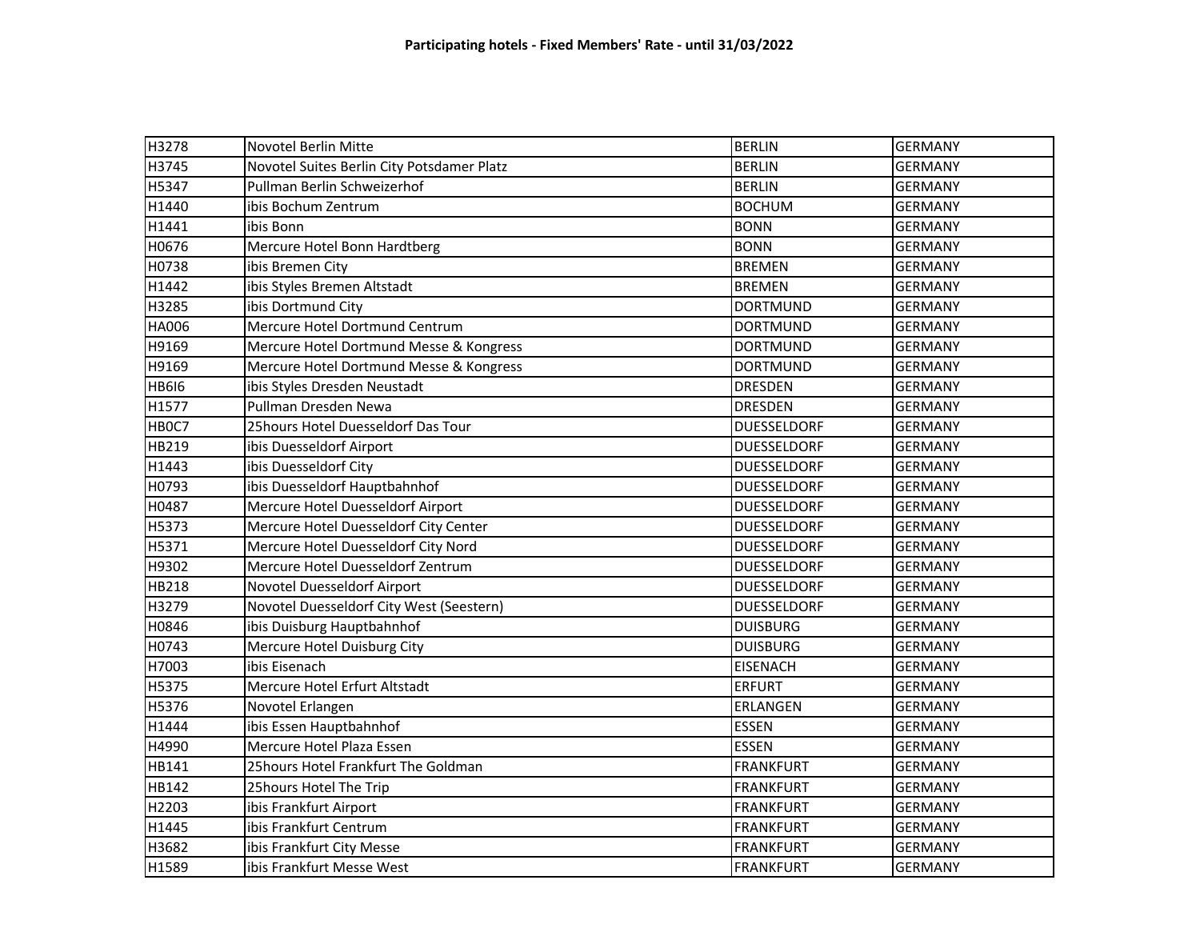**Participating hotels - Fixed Members' Rate - until 31/03/2022**

| | | | |
|---|---|---|---|
| H3278 | Novotel Berlin Mitte | BERLIN | GERMANY |
| H3745 | Novotel Suites Berlin City Potsdamer Platz | BERLIN | GERMANY |
| H5347 | Pullman Berlin Schweizerhof | BERLIN | GERMANY |
| H1440 | ibis Bochum Zentrum | BOCHUM | GERMANY |
| H1441 | ibis Bonn | BONN | GERMANY |
| H0676 | Mercure Hotel Bonn Hardtberg | BONN | GERMANY |
| H0738 | ibis Bremen City | BREMEN | GERMANY |
| H1442 | ibis Styles Bremen Altstadt | BREMEN | GERMANY |
| H3285 | ibis Dortmund City | DORTMUND | GERMANY |
| HA006 | Mercure Hotel Dortmund Centrum | DORTMUND | GERMANY |
| H9169 | Mercure Hotel Dortmund Messe & Kongress | DORTMUND | GERMANY |
| H9169 | Mercure Hotel Dortmund Messe & Kongress | DORTMUND | GERMANY |
| HB6I6 | ibis Styles Dresden Neustadt | DRESDEN | GERMANY |
| H1577 | Pullman Dresden Newa | DRESDEN | GERMANY |
| HB0C7 | 25hours Hotel Duesseldorf Das Tour | DUESSELDORF | GERMANY |
| HB219 | ibis Duesseldorf Airport | DUESSELDORF | GERMANY |
| H1443 | ibis Duesseldorf City | DUESSELDORF | GERMANY |
| H0793 | ibis Duesseldorf Hauptbahnhof | DUESSELDORF | GERMANY |
| H0487 | Mercure Hotel Duesseldorf Airport | DUESSELDORF | GERMANY |
| H5373 | Mercure Hotel Duesseldorf City Center | DUESSELDORF | GERMANY |
| H5371 | Mercure Hotel Duesseldorf City Nord | DUESSELDORF | GERMANY |
| H9302 | Mercure Hotel Duesseldorf Zentrum | DUESSELDORF | GERMANY |
| HB218 | Novotel Duesseldorf Airport | DUESSELDORF | GERMANY |
| H3279 | Novotel Duesseldorf City West (Seestern) | DUESSELDORF | GERMANY |
| H0846 | ibis Duisburg Hauptbahnhof | DUISBURG | GERMANY |
| H0743 | Mercure Hotel Duisburg City | DUISBURG | GERMANY |
| H7003 | ibis Eisenach | EISENACH | GERMANY |
| H5375 | Mercure Hotel Erfurt Altstadt | ERFURT | GERMANY |
| H5376 | Novotel Erlangen | ERLANGEN | GERMANY |
| H1444 | ibis Essen Hauptbahnhof | ESSEN | GERMANY |
| H4990 | Mercure Hotel Plaza Essen | ESSEN | GERMANY |
| HB141 | 25hours Hotel Frankfurt The Goldman | FRANKFURT | GERMANY |
| HB142 | 25hours Hotel The Trip | FRANKFURT | GERMANY |
| H2203 | ibis Frankfurt Airport | FRANKFURT | GERMANY |
| H1445 | ibis Frankfurt Centrum | FRANKFURT | GERMANY |
| H3682 | ibis Frankfurt City Messe | FRANKFURT | GERMANY |
| H1589 | ibis Frankfurt Messe West | FRANKFURT | GERMANY |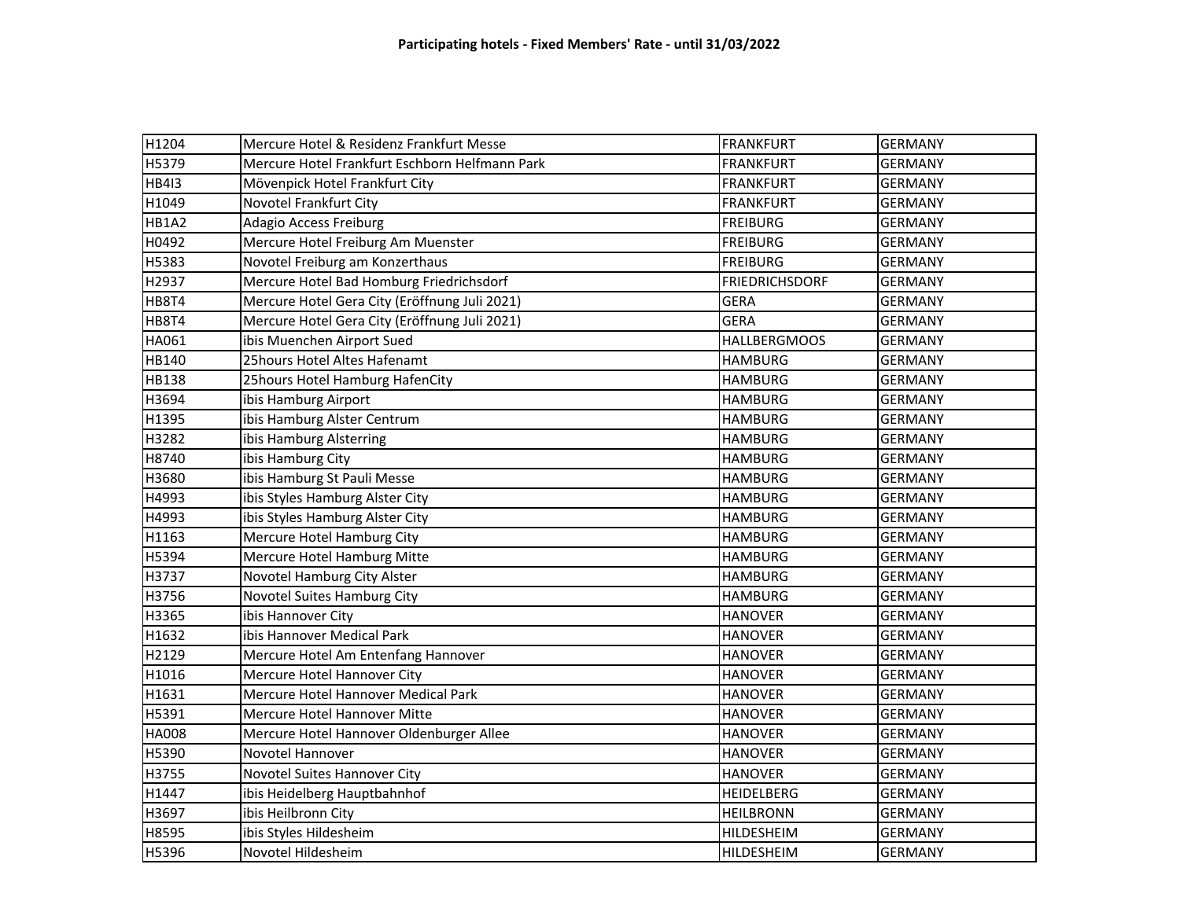**Participating hotels - Fixed Members' Rate - until 31/03/2022**

| | | | |
|---|---|---|---|
| H1204 | Mercure Hotel & Residenz Frankfurt Messe | FRANKFURT | GERMANY |
| H5379 | Mercure Hotel Frankfurt Eschborn Helfmann Park | FRANKFURT | GERMANY |
| HB4I3 | Mövenpick Hotel Frankfurt City | FRANKFURT | GERMANY |
| H1049 | Novotel Frankfurt City | FRANKFURT | GERMANY |
| HB1A2 | Adagio Access Freiburg | FREIBURG | GERMANY |
| H0492 | Mercure Hotel Freiburg Am Muenster | FREIBURG | GERMANY |
| H5383 | Novotel Freiburg am Konzerthaus | FREIBURG | GERMANY |
| H2937 | Mercure Hotel Bad Homburg Friedrichsdorf | FRIEDRICHSDORF | GERMANY |
| HB8T4 | Mercure Hotel Gera City (Eröffnung Juli 2021) | GERA | GERMANY |
| HB8T4 | Mercure Hotel Gera City (Eröffnung Juli 2021) | GERA | GERMANY |
| HA061 | ibis Muenchen Airport Sued | HALLBERGMOOS | GERMANY |
| HB140 | 25hours Hotel Altes Hafenamt | HAMBURG | GERMANY |
| HB138 | 25hours Hotel Hamburg HafenCity | HAMBURG | GERMANY |
| H3694 | ibis Hamburg Airport | HAMBURG | GERMANY |
| H1395 | ibis Hamburg Alster Centrum | HAMBURG | GERMANY |
| H3282 | ibis Hamburg Alsterring | HAMBURG | GERMANY |
| H8740 | ibis Hamburg City | HAMBURG | GERMANY |
| H3680 | ibis Hamburg St Pauli Messe | HAMBURG | GERMANY |
| H4993 | ibis Styles Hamburg Alster City | HAMBURG | GERMANY |
| H4993 | ibis Styles Hamburg Alster City | HAMBURG | GERMANY |
| H1163 | Mercure Hotel Hamburg City | HAMBURG | GERMANY |
| H5394 | Mercure Hotel Hamburg Mitte | HAMBURG | GERMANY |
| H3737 | Novotel Hamburg City Alster | HAMBURG | GERMANY |
| H3756 | Novotel Suites Hamburg City | HAMBURG | GERMANY |
| H3365 | ibis Hannover City | HANOVER | GERMANY |
| H1632 | ibis Hannover Medical Park | HANOVER | GERMANY |
| H2129 | Mercure Hotel Am Entenfang Hannover | HANOVER | GERMANY |
| H1016 | Mercure Hotel Hannover City | HANOVER | GERMANY |
| H1631 | Mercure Hotel Hannover Medical Park | HANOVER | GERMANY |
| H5391 | Mercure Hotel Hannover Mitte | HANOVER | GERMANY |
| HA008 | Mercure Hotel Hannover Oldenburger Allee | HANOVER | GERMANY |
| H5390 | Novotel Hannover | HANOVER | GERMANY |
| H3755 | Novotel Suites Hannover City | HANOVER | GERMANY |
| H1447 | ibis Heidelberg Hauptbahnhof | HEIDELBERG | GERMANY |
| H3697 | ibis Heilbronn City | HEILBRONN | GERMANY |
| H8595 | ibis Styles Hildesheim | HILDESHEIM | GERMANY |
| H5396 | Novotel Hildesheim | HILDESHEIM | GERMANY |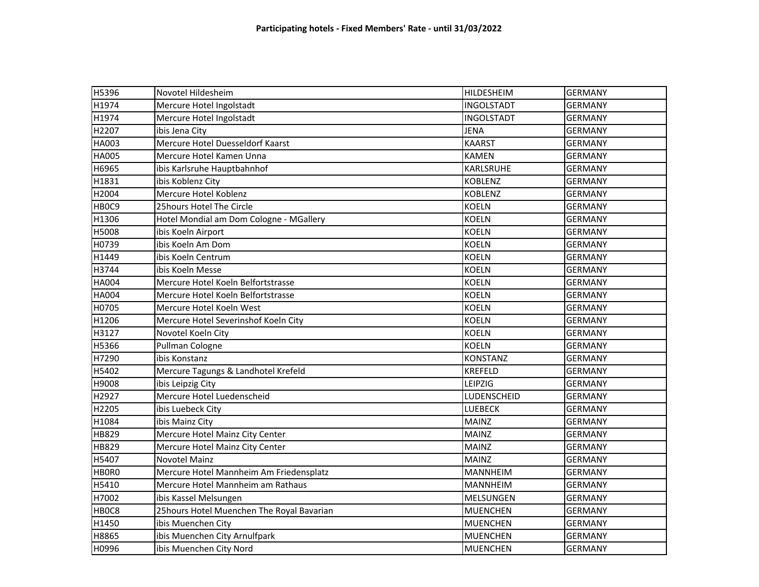**Participating hotels - Fixed Members' Rate - until 31/03/2022**

| | | | |
|---|---|---|---|
| H5396 | Novotel Hildesheim | HILDESHEIM | GERMANY |
| H1974 | Mercure Hotel Ingolstadt | INGOLSTADT | GERMANY |
| H1974 | Mercure Hotel Ingolstadt | INGOLSTADT | GERMANY |
| H2207 | ibis Jena City | JENA | GERMANY |
| HA003 | Mercure Hotel Duesseldorf Kaarst | KAARST | GERMANY |
| HA005 | Mercure Hotel Kamen Unna | KAMEN | GERMANY |
| H6965 | ibis Karlsruhe Hauptbahnhof | KARLSRUHE | GERMANY |
| H1831 | ibis Koblenz City | KOBLENZ | GERMANY |
| H2004 | Mercure Hotel Koblenz | KOBLENZ | GERMANY |
| HB0C9 | 25hours Hotel The Circle | KOELN | GERMANY |
| H1306 | Hotel Mondial am Dom Cologne - MGallery | KOELN | GERMANY |
| H5008 | ibis Koeln Airport | KOELN | GERMANY |
| H0739 | ibis Koeln Am Dom | KOELN | GERMANY |
| H1449 | ibis Koeln Centrum | KOELN | GERMANY |
| H3744 | ibis Koeln Messe | KOELN | GERMANY |
| HA004 | Mercure Hotel Koeln Belfortstrasse | KOELN | GERMANY |
| HA004 | Mercure Hotel Koeln Belfortstrasse | KOELN | GERMANY |
| H0705 | Mercure Hotel Koeln West | KOELN | GERMANY |
| H1206 | Mercure Hotel Severinshof Koeln City | KOELN | GERMANY |
| H3127 | Novotel Koeln City | KOELN | GERMANY |
| H5366 | Pullman Cologne | KOELN | GERMANY |
| H7290 | ibis Konstanz | KONSTANZ | GERMANY |
| H5402 | Mercure Tagungs & Landhotel Krefeld | KREFELD | GERMANY |
| H9008 | ibis Leipzig City | LEIPZIG | GERMANY |
| H2927 | Mercure Hotel Luedenscheid | LUDENSCHEID | GERMANY |
| H2205 | ibis Luebeck City | LUEBECK | GERMANY |
| H1084 | ibis Mainz City | MAINZ | GERMANY |
| HB829 | Mercure Hotel Mainz City Center | MAINZ | GERMANY |
| HB829 | Mercure Hotel Mainz City Center | MAINZ | GERMANY |
| H5407 | Novotel Mainz | MAINZ | GERMANY |
| HB0R0 | Mercure Hotel Mannheim Am Friedensplatz | MANNHEIM | GERMANY |
| H5410 | Mercure Hotel Mannheim am Rathaus | MANNHEIM | GERMANY |
| H7002 | ibis Kassel Melsungen | MELSUNGEN | GERMANY |
| HB0C8 | 25hours Hotel Muenchen The Royal Bavarian | MUENCHEN | GERMANY |
| H1450 | ibis Muenchen City | MUENCHEN | GERMANY |
| H8865 | ibis Muenchen City Arnulfpark | MUENCHEN | GERMANY |
| H0996 | ibis Muenchen City Nord | MUENCHEN | GERMANY |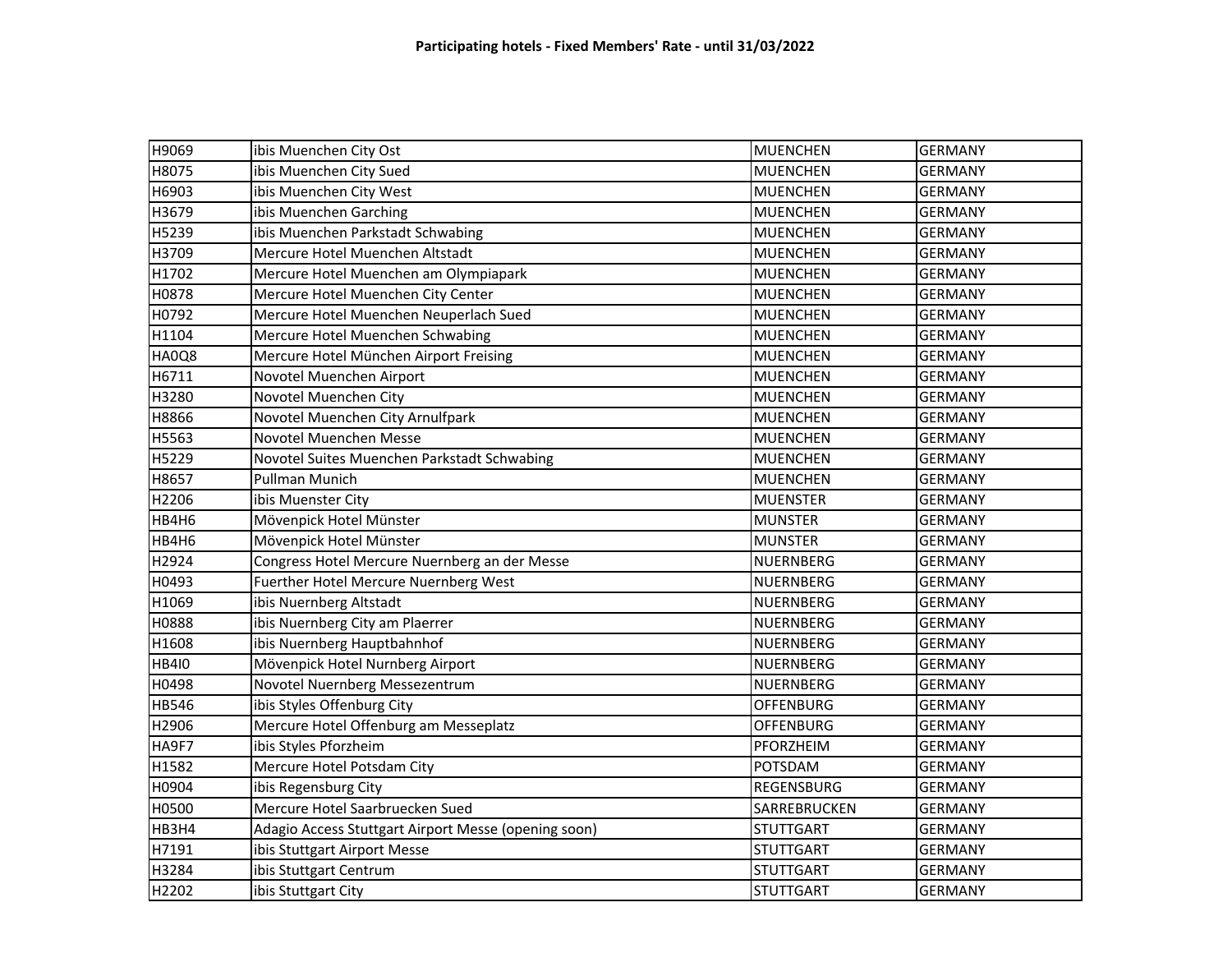**Participating hotels - Fixed Members' Rate - until 31/03/2022**

| | | | |
|---|---|---|---|
| H9069 | ibis Muenchen City Ost | MUENCHEN | GERMANY |
| H8075 | ibis Muenchen City Sued | MUENCHEN | GERMANY |
| H6903 | ibis Muenchen City West | MUENCHEN | GERMANY |
| H3679 | ibis Muenchen Garching | MUENCHEN | GERMANY |
| H5239 | ibis Muenchen Parkstadt Schwabing | MUENCHEN | GERMANY |
| H3709 | Mercure Hotel Muenchen Altstadt | MUENCHEN | GERMANY |
| H1702 | Mercure Hotel Muenchen am Olympiapark | MUENCHEN | GERMANY |
| H0878 | Mercure Hotel Muenchen City Center | MUENCHEN | GERMANY |
| H0792 | Mercure Hotel Muenchen Neuperlach Sued | MUENCHEN | GERMANY |
| H1104 | Mercure Hotel Muenchen Schwabing | MUENCHEN | GERMANY |
| HA0Q8 | Mercure Hotel München Airport Freising | MUENCHEN | GERMANY |
| H6711 | Novotel Muenchen Airport | MUENCHEN | GERMANY |
| H3280 | Novotel Muenchen City | MUENCHEN | GERMANY |
| H8866 | Novotel Muenchen City Arnulfpark | MUENCHEN | GERMANY |
| H5563 | Novotel Muenchen Messe | MUENCHEN | GERMANY |
| H5229 | Novotel Suites Muenchen Parkstadt Schwabing | MUENCHEN | GERMANY |
| H8657 | Pullman Munich | MUENCHEN | GERMANY |
| H2206 | ibis Muenster City | MUENSTER | GERMANY |
| HB4H6 | Mövenpick Hotel Münster | MUNSTER | GERMANY |
| HB4H6 | Mövenpick Hotel Münster | MUNSTER | GERMANY |
| H2924 | Congress Hotel Mercure Nuernberg an der Messe | NUERNBERG | GERMANY |
| H0493 | Fuerther Hotel Mercure Nuernberg West | NUERNBERG | GERMANY |
| H1069 | ibis Nuernberg Altstadt | NUERNBERG | GERMANY |
| H0888 | ibis Nuernberg City am Plaerrer | NUERNBERG | GERMANY |
| H1608 | ibis Nuernberg Hauptbahnhof | NUERNBERG | GERMANY |
| HB4I0 | Mövenpick Hotel Nurnberg Airport | NUERNBERG | GERMANY |
| H0498 | Novotel Nuernberg Messezentrum | NUERNBERG | GERMANY |
| HB546 | ibis Styles Offenburg City | OFFENBURG | GERMANY |
| H2906 | Mercure Hotel Offenburg am Messeplatz | OFFENBURG | GERMANY |
| HA9F7 | ibis Styles Pforzheim | PFORZHEIM | GERMANY |
| H1582 | Mercure Hotel Potsdam City | POTSDAM | GERMANY |
| H0904 | ibis Regensburg City | REGENSBURG | GERMANY |
| H0500 | Mercure Hotel Saarbruecken Sued | SARREBRUCKEN | GERMANY |
| HB3H4 | Adagio Access Stuttgart Airport Messe (opening soon) | STUTTGART | GERMANY |
| H7191 | ibis Stuttgart Airport Messe | STUTTGART | GERMANY |
| H3284 | ibis Stuttgart Centrum | STUTTGART | GERMANY |
| H2202 | ibis Stuttgart City | STUTTGART | GERMANY |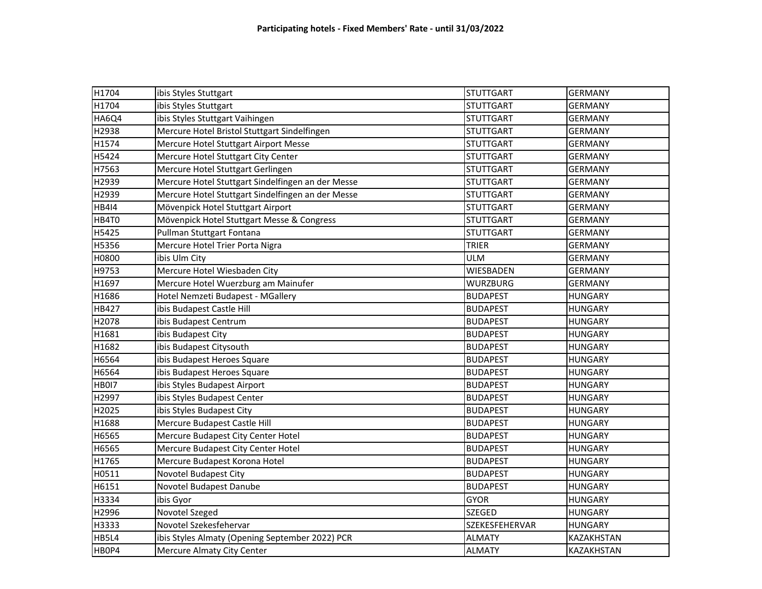**Participating hotels - Fixed Members' Rate - until 31/03/2022**

| | | | |
|---|---|---|---|
| H1704 | ibis Styles Stuttgart | STUTTGART | GERMANY |
| H1704 | ibis Styles Stuttgart | STUTTGART | GERMANY |
| HA6Q4 | ibis Styles Stuttgart Vaihingen | STUTTGART | GERMANY |
| H2938 | Mercure Hotel Bristol Stuttgart Sindelfingen | STUTTGART | GERMANY |
| H1574 | Mercure Hotel Stuttgart Airport Messe | STUTTGART | GERMANY |
| H5424 | Mercure Hotel Stuttgart City Center | STUTTGART | GERMANY |
| H7563 | Mercure Hotel Stuttgart Gerlingen | STUTTGART | GERMANY |
| H2939 | Mercure Hotel Stuttgart Sindelfingen an der Messe | STUTTGART | GERMANY |
| H2939 | Mercure Hotel Stuttgart Sindelfingen an der Messe | STUTTGART | GERMANY |
| HB4I4 | Mövenpick Hotel Stuttgart Airport | STUTTGART | GERMANY |
| HB4T0 | Mövenpick Hotel Stuttgart Messe & Congress | STUTTGART | GERMANY |
| H5425 | Pullman Stuttgart Fontana | STUTTGART | GERMANY |
| H5356 | Mercure Hotel Trier Porta Nigra | TRIER | GERMANY |
| H0800 | ibis Ulm City | ULM | GERMANY |
| H9753 | Mercure Hotel Wiesbaden City | WIESBADEN | GERMANY |
| H1697 | Mercure Hotel Wuerzburg am Mainufer | WURZBURG | GERMANY |
| H1686 | Hotel Nemzeti Budapest - MGallery | BUDAPEST | HUNGARY |
| HB427 | ibis Budapest Castle Hill | BUDAPEST | HUNGARY |
| H2078 | ibis Budapest Centrum | BUDAPEST | HUNGARY |
| H1681 | ibis Budapest City | BUDAPEST | HUNGARY |
| H1682 | ibis Budapest Citysouth | BUDAPEST | HUNGARY |
| H6564 | ibis Budapest Heroes Square | BUDAPEST | HUNGARY |
| H6564 | ibis Budapest Heroes Square | BUDAPEST | HUNGARY |
| HB0I7 | ibis Styles Budapest Airport | BUDAPEST | HUNGARY |
| H2997 | ibis Styles Budapest Center | BUDAPEST | HUNGARY |
| H2025 | ibis Styles Budapest City | BUDAPEST | HUNGARY |
| H1688 | Mercure Budapest Castle Hill | BUDAPEST | HUNGARY |
| H6565 | Mercure Budapest City Center Hotel | BUDAPEST | HUNGARY |
| H6565 | Mercure Budapest City Center Hotel | BUDAPEST | HUNGARY |
| H1765 | Mercure Budapest Korona Hotel | BUDAPEST | HUNGARY |
| H0511 | Novotel Budapest City | BUDAPEST | HUNGARY |
| H6151 | Novotel Budapest Danube | BUDAPEST | HUNGARY |
| H3334 | ibis Gyor | GYOR | HUNGARY |
| H2996 | Novotel Szeged | SZEGED | HUNGARY |
| H3333 | Novotel Szekesfehervar | SZEKESFEHERVAR | HUNGARY |
| HB5L4 | ibis Styles Almaty (Opening September 2022) PCR | ALMATY | KAZAKHSTAN |
| HB0P4 | Mercure Almaty City Center | ALMATY | KAZAKHSTAN |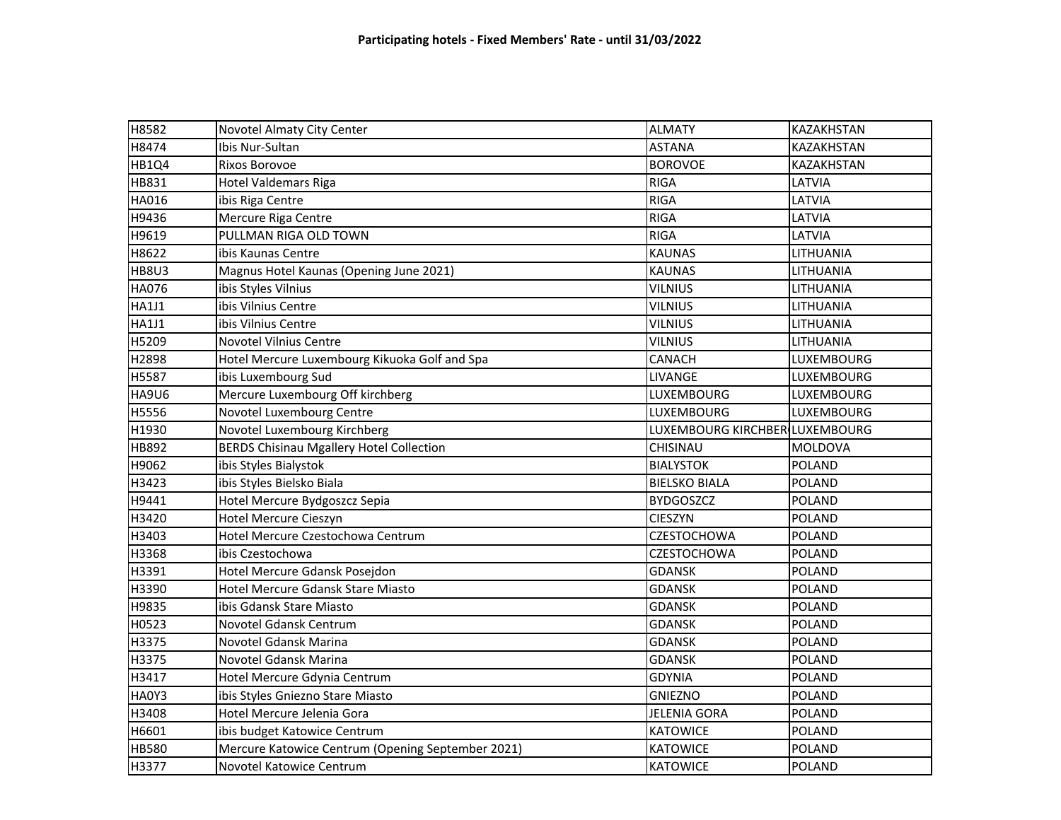**Participating hotels - Fixed Members' Rate - until 31/03/2022**

| | | | |
|---|---|---|---|
| H8582 | Novotel Almaty City Center | ALMATY | KAZAKHSTAN |
| H8474 | Ibis Nur-Sultan | ASTANA | KAZAKHSTAN |
| HB1Q4 | Rixos Borovoe | BOROVOE | KAZAKHSTAN |
| HB831 | Hotel Valdemars Riga | RIGA | LATVIA |
| HA016 | ibis Riga Centre | RIGA | LATVIA |
| H9436 | Mercure Riga Centre | RIGA | LATVIA |
| H9619 | PULLMAN RIGA OLD TOWN | RIGA | LATVIA |
| H8622 | ibis Kaunas Centre | KAUNAS | LITHUANIA |
| HB8U3 | Magnus Hotel Kaunas (Opening June 2021) | KAUNAS | LITHUANIA |
| HA076 | ibis Styles Vilnius | VILNIUS | LITHUANIA |
| HA1J1 | ibis Vilnius Centre | VILNIUS | LITHUANIA |
| HA1J1 | ibis Vilnius Centre | VILNIUS | LITHUANIA |
| H5209 | Novotel Vilnius Centre | VILNIUS | LITHUANIA |
| H2898 | Hotel Mercure Luxembourg Kikuoka Golf and Spa | CANACH | LUXEMBOURG |
| H5587 | ibis Luxembourg Sud | LIVANGE | LUXEMBOURG |
| HA9U6 | Mercure Luxembourg Off kirchberg | LUXEMBOURG | LUXEMBOURG |
| H5556 | Novotel Luxembourg Centre | LUXEMBOURG | LUXEMBOURG |
| H1930 | Novotel Luxembourg Kirchberg | LUXEMBOURG KIRCHBER | LUXEMBOURG |
| HB892 | BERDS Chisinau Mgallery Hotel Collection | CHISINAU | MOLDOVA |
| H9062 | ibis Styles Bialystok | BIALYSTOK | POLAND |
| H3423 | ibis Styles Bielsko Biala | BIELSKO BIALA | POLAND |
| H9441 | Hotel Mercure Bydgoszcz Sepia | BYDGOSZCZ | POLAND |
| H3420 | Hotel Mercure Cieszyn | CIESZYN | POLAND |
| H3403 | Hotel Mercure Czestochowa Centrum | CZESTOCHOWA | POLAND |
| H3368 | ibis Czestochowa | CZESTOCHOWA | POLAND |
| H3391 | Hotel Mercure Gdansk Posejdon | GDANSK | POLAND |
| H3390 | Hotel Mercure Gdansk Stare Miasto | GDANSK | POLAND |
| H9835 | ibis Gdansk Stare Miasto | GDANSK | POLAND |
| H0523 | Novotel Gdansk Centrum | GDANSK | POLAND |
| H3375 | Novotel Gdansk Marina | GDANSK | POLAND |
| H3375 | Novotel Gdansk Marina | GDANSK | POLAND |
| H3417 | Hotel Mercure Gdynia Centrum | GDYNIA | POLAND |
| HA0Y3 | ibis Styles Gniezno Stare Miasto | GNIEZNO | POLAND |
| H3408 | Hotel Mercure Jelenia Gora | JELENIA GORA | POLAND |
| H6601 | ibis budget Katowice Centrum | KATOWICE | POLAND |
| HB580 | Mercure Katowice Centrum (Opening September 2021) | KATOWICE | POLAND |
| H3377 | Novotel Katowice Centrum | KATOWICE | POLAND |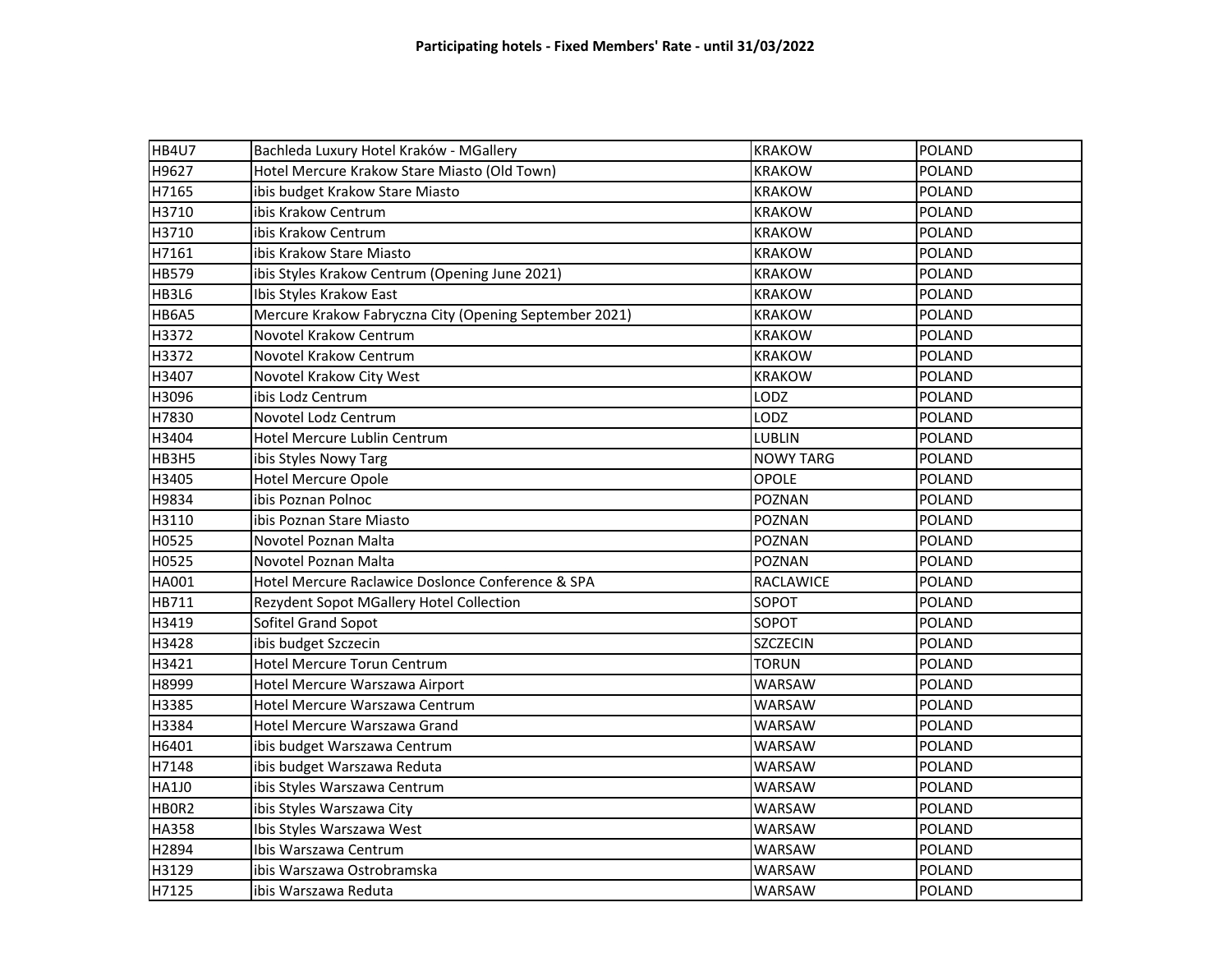**Participating hotels - Fixed Members' Rate - until 31/03/2022**

| | | | |
|---|---|---|---|
| HB4U7 | Bachleda Luxury Hotel Kraków - MGallery | KRAKOW | POLAND |
| H9627 | Hotel Mercure Krakow Stare Miasto (Old Town) | KRAKOW | POLAND |
| H7165 | ibis budget Krakow Stare Miasto | KRAKOW | POLAND |
| H3710 | ibis Krakow Centrum | KRAKOW | POLAND |
| H3710 | ibis Krakow Centrum | KRAKOW | POLAND |
| H7161 | ibis Krakow Stare Miasto | KRAKOW | POLAND |
| HB579 | ibis Styles Krakow Centrum (Opening June 2021) | KRAKOW | POLAND |
| HB3L6 | Ibis Styles Krakow East | KRAKOW | POLAND |
| HB6A5 | Mercure Krakow Fabryczna City (Opening September 2021) | KRAKOW | POLAND |
| H3372 | Novotel Krakow Centrum | KRAKOW | POLAND |
| H3372 | Novotel Krakow Centrum | KRAKOW | POLAND |
| H3407 | Novotel Krakow City West | KRAKOW | POLAND |
| H3096 | ibis Lodz Centrum | LODZ | POLAND |
| H7830 | Novotel Lodz Centrum | LODZ | POLAND |
| H3404 | Hotel Mercure Lublin Centrum | LUBLIN | POLAND |
| HB3H5 | ibis Styles Nowy Targ | NOWY TARG | POLAND |
| H3405 | Hotel Mercure Opole | OPOLE | POLAND |
| H9834 | ibis Poznan Polnoc | POZNAN | POLAND |
| H3110 | ibis Poznan Stare Miasto | POZNAN | POLAND |
| H0525 | Novotel Poznan Malta | POZNAN | POLAND |
| H0525 | Novotel Poznan Malta | POZNAN | POLAND |
| HA001 | Hotel Mercure Raclawice Doslonce Conference & SPA | RACLAWICE | POLAND |
| HB711 | Rezydent Sopot MGallery Hotel Collection | SOPOT | POLAND |
| H3419 | Sofitel Grand Sopot | SOPOT | POLAND |
| H3428 | ibis budget Szczecin | SZCZECIN | POLAND |
| H3421 | Hotel Mercure Torun Centrum | TORUN | POLAND |
| H8999 | Hotel Mercure Warszawa Airport | WARSAW | POLAND |
| H3385 | Hotel Mercure Warszawa Centrum | WARSAW | POLAND |
| H3384 | Hotel Mercure Warszawa Grand | WARSAW | POLAND |
| H6401 | ibis budget Warszawa Centrum | WARSAW | POLAND |
| H7148 | ibis budget Warszawa Reduta | WARSAW | POLAND |
| HA1J0 | ibis Styles Warszawa Centrum | WARSAW | POLAND |
| HB0R2 | ibis Styles Warszawa City | WARSAW | POLAND |
| HA358 | Ibis Styles Warszawa West | WARSAW | POLAND |
| H2894 | Ibis Warszawa Centrum | WARSAW | POLAND |
| H3129 | ibis Warszawa Ostrobramska | WARSAW | POLAND |
| H7125 | ibis Warszawa Reduta | WARSAW | POLAND |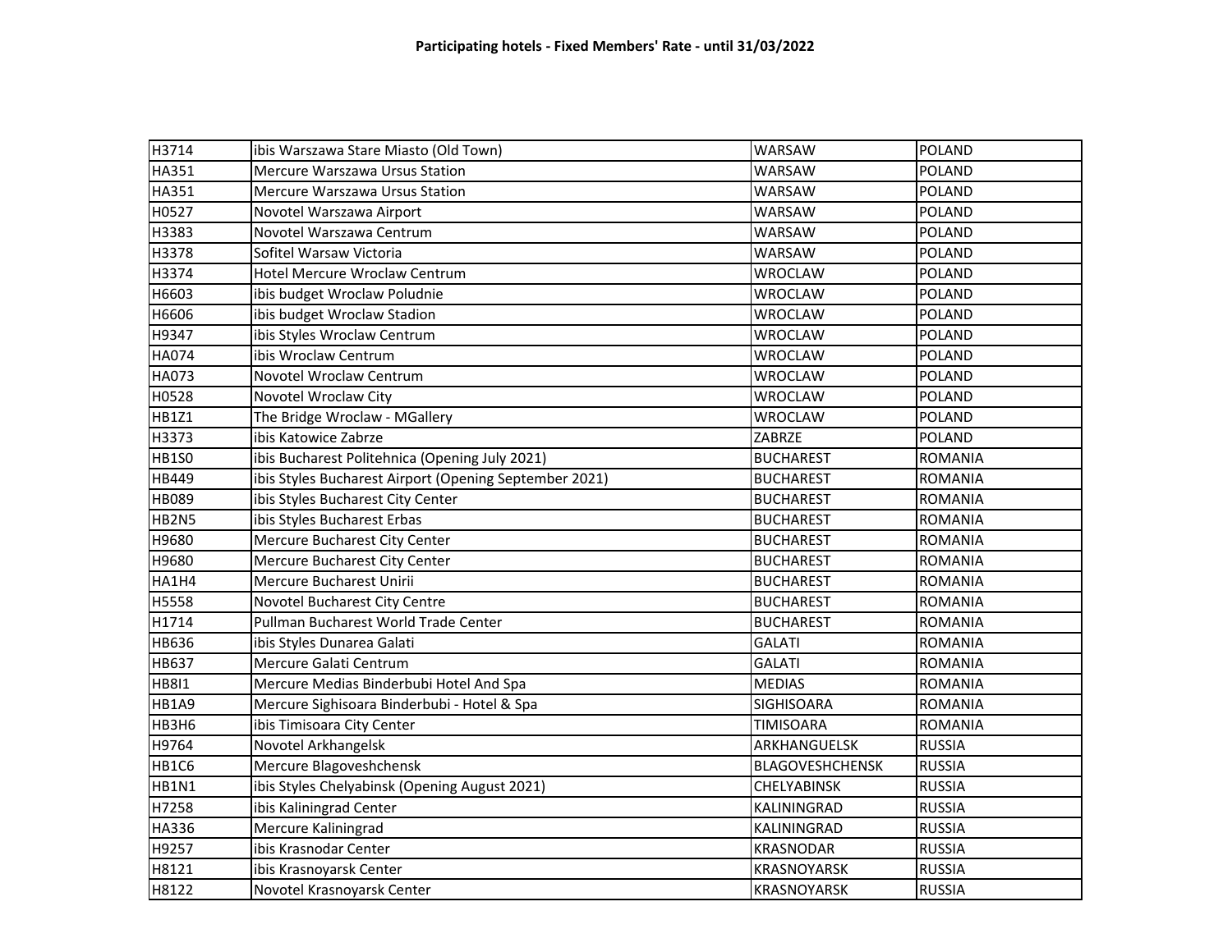**Participating hotels - Fixed Members' Rate - until 31/03/2022**

| | | | |
|---|---|---|---|
| H3714 | ibis Warszawa Stare Miasto (Old Town) | WARSAW | POLAND |
| HA351 | Mercure Warszawa Ursus Station | WARSAW | POLAND |
| HA351 | Mercure Warszawa Ursus Station | WARSAW | POLAND |
| H0527 | Novotel Warszawa Airport | WARSAW | POLAND |
| H3383 | Novotel Warszawa Centrum | WARSAW | POLAND |
| H3378 | Sofitel Warsaw Victoria | WARSAW | POLAND |
| H3374 | Hotel Mercure Wroclaw Centrum | WROCLAW | POLAND |
| H6603 | ibis budget Wroclaw Poludnie | WROCLAW | POLAND |
| H6606 | ibis budget Wroclaw Stadion | WROCLAW | POLAND |
| H9347 | ibis Styles Wroclaw Centrum | WROCLAW | POLAND |
| HA074 | ibis Wroclaw Centrum | WROCLAW | POLAND |
| HA073 | Novotel Wroclaw Centrum | WROCLAW | POLAND |
| H0528 | Novotel Wroclaw City | WROCLAW | POLAND |
| HB1Z1 | The Bridge Wroclaw - MGallery | WROCLAW | POLAND |
| H3373 | ibis Katowice Zabrze | ZABRZE | POLAND |
| HB1S0 | ibis Bucharest Politehnica (Opening July 2021) | BUCHAREST | ROMANIA |
| HB449 | ibis Styles Bucharest Airport (Opening September 2021) | BUCHAREST | ROMANIA |
| HB089 | ibis Styles Bucharest City Center | BUCHAREST | ROMANIA |
| HB2N5 | ibis Styles Bucharest Erbas | BUCHAREST | ROMANIA |
| H9680 | Mercure Bucharest City Center | BUCHAREST | ROMANIA |
| H9680 | Mercure Bucharest City Center | BUCHAREST | ROMANIA |
| HA1H4 | Mercure Bucharest Unirii | BUCHAREST | ROMANIA |
| H5558 | Novotel Bucharest City Centre | BUCHAREST | ROMANIA |
| H1714 | Pullman Bucharest World Trade Center | BUCHAREST | ROMANIA |
| HB636 | ibis Styles Dunarea Galati | GALATI | ROMANIA |
| HB637 | Mercure Galati Centrum | GALATI | ROMANIA |
| HB8I1 | Mercure Medias Binderbubi Hotel And Spa | MEDIAS | ROMANIA |
| HB1A9 | Mercure Sighisoara Binderbubi - Hotel & Spa | SIGHISOARA | ROMANIA |
| HB3H6 | ibis Timisoara City Center | TIMISOARA | ROMANIA |
| H9764 | Novotel Arkhangelsk | ARKHANGUELSK | RUSSIA |
| HB1C6 | Mercure Blagoveshchensk | BLAGOVESHCHENSK | RUSSIA |
| HB1N1 | ibis Styles Chelyabinsk (Opening August 2021) | CHELYABINSK | RUSSIA |
| H7258 | ibis Kaliningrad Center | KALININGRAD | RUSSIA |
| HA336 | Mercure Kaliningrad | KALININGRAD | RUSSIA |
| H9257 | ibis Krasnodar Center | KRASNODAR | RUSSIA |
| H8121 | ibis Krasnoyarsk Center | KRASNOYARSK | RUSSIA |
| H8122 | Novotel Krasnoyarsk Center | KRASNOYARSK | RUSSIA |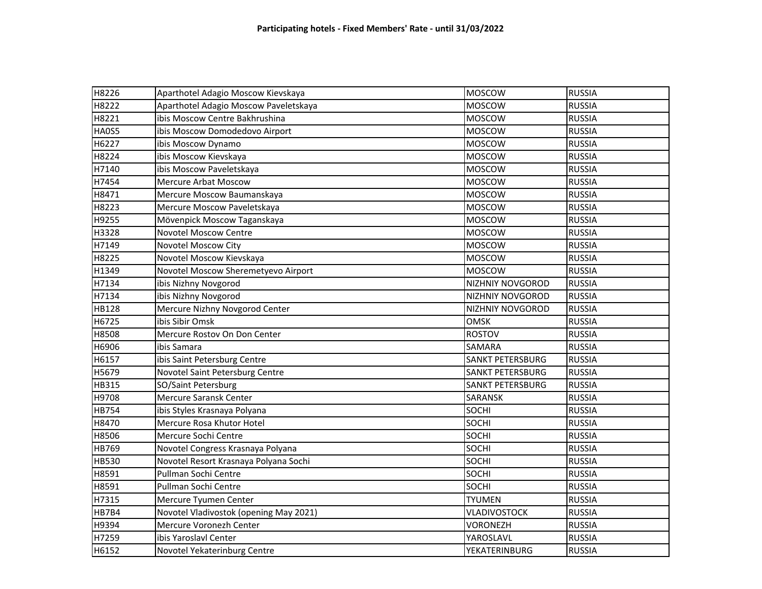**Participating hotels - Fixed Members' Rate - until 31/03/2022**

| | | | |
|---|---|---|---|
| H8226 | Aparthotel Adagio Moscow Kievskaya | MOSCOW | RUSSIA |
| H8222 | Aparthotel Adagio Moscow Paveletskaya | MOSCOW | RUSSIA |
| H8221 | ibis Moscow Centre Bakhrushina | MOSCOW | RUSSIA |
| HA0S5 | ibis Moscow Domodedovo Airport | MOSCOW | RUSSIA |
| H6227 | ibis Moscow Dynamo | MOSCOW | RUSSIA |
| H8224 | ibis Moscow Kievskaya | MOSCOW | RUSSIA |
| H7140 | ibis Moscow Paveletskaya | MOSCOW | RUSSIA |
| H7454 | Mercure Arbat Moscow | MOSCOW | RUSSIA |
| H8471 | Mercure Moscow Baumanskaya | MOSCOW | RUSSIA |
| H8223 | Mercure Moscow Paveletskaya | MOSCOW | RUSSIA |
| H9255 | Mövenpick Moscow Taganskaya | MOSCOW | RUSSIA |
| H3328 | Novotel Moscow Centre | MOSCOW | RUSSIA |
| H7149 | Novotel Moscow City | MOSCOW | RUSSIA |
| H8225 | Novotel Moscow Kievskaya | MOSCOW | RUSSIA |
| H1349 | Novotel Moscow Sheremetyevo Airport | MOSCOW | RUSSIA |
| H7134 | ibis Nizhny Novgorod | NIZHNIY NOVGOROD | RUSSIA |
| H7134 | ibis Nizhny Novgorod | NIZHNIY NOVGOROD | RUSSIA |
| HB128 | Mercure Nizhny Novgorod Center | NIZHNIY NOVGOROD | RUSSIA |
| H6725 | ibis Sibir Omsk | OMSK | RUSSIA |
| H8508 | Mercure Rostov On Don Center | ROSTOV | RUSSIA |
| H6906 | ibis Samara | SAMARA | RUSSIA |
| H6157 | ibis Saint Petersburg Centre | SANKT PETERSBURG | RUSSIA |
| H5679 | Novotel Saint Petersburg Centre | SANKT PETERSBURG | RUSSIA |
| HB315 | SO/Saint Petersburg | SANKT PETERSBURG | RUSSIA |
| H9708 | Mercure Saransk Center | SARANSK | RUSSIA |
| HB754 | ibis Styles Krasnaya Polyana | SOCHI | RUSSIA |
| H8470 | Mercure Rosa Khutor Hotel | SOCHI | RUSSIA |
| H8506 | Mercure Sochi Centre | SOCHI | RUSSIA |
| HB769 | Novotel Congress Krasnaya Polyana | SOCHI | RUSSIA |
| HB530 | Novotel Resort Krasnaya Polyana Sochi | SOCHI | RUSSIA |
| H8591 | Pullman Sochi Centre | SOCHI | RUSSIA |
| H8591 | Pullman Sochi Centre | SOCHI | RUSSIA |
| H7315 | Mercure Tyumen Center | TYUMEN | RUSSIA |
| HB7B4 | Novotel Vladivostok (opening May 2021) | VLADIVOSTOCK | RUSSIA |
| H9394 | Mercure Voronezh Center | VORONEZH | RUSSIA |
| H7259 | ibis Yaroslavl Center | YAROSLAVL | RUSSIA |
| H6152 | Novotel Yekaterinburg Centre | YEKATERINBURG | RUSSIA |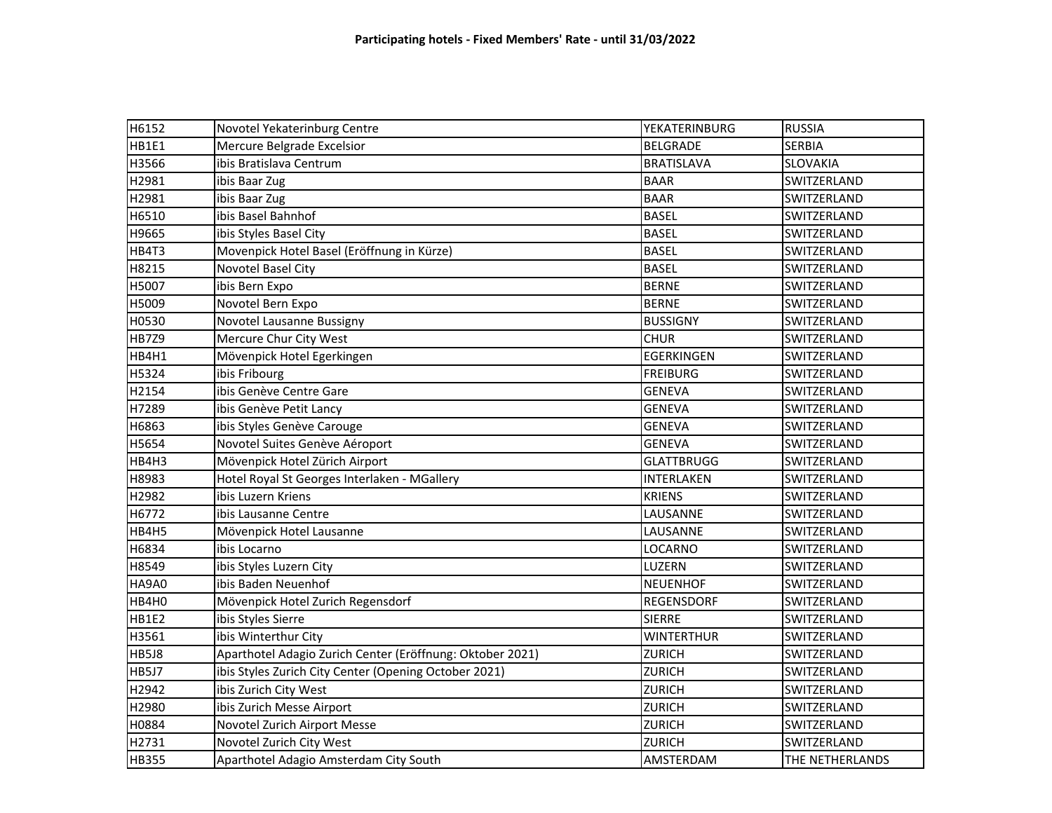**Participating hotels - Fixed Members' Rate - until 31/03/2022**

| | | | |
|---|---|---|---|
| H6152 | Novotel Yekaterinburg Centre | YEKATERINBURG | RUSSIA |
| HB1E1 | Mercure Belgrade Excelsior | BELGRADE | SERBIA |
| H3566 | ibis Bratislava Centrum | BRATISLAVA | SLOVAKIA |
| H2981 | ibis Baar Zug | BAAR | SWITZERLAND |
| H2981 | ibis Baar Zug | BAAR | SWITZERLAND |
| H6510 | ibis Basel Bahnhof | BASEL | SWITZERLAND |
| H9665 | ibis Styles Basel City | BASEL | SWITZERLAND |
| HB4T3 | Movenpick Hotel Basel (Eröffnung in Kürze) | BASEL | SWITZERLAND |
| H8215 | Novotel Basel City | BASEL | SWITZERLAND |
| H5007 | ibis Bern Expo | BERNE | SWITZERLAND |
| H5009 | Novotel Bern Expo | BERNE | SWITZERLAND |
| H0530 | Novotel Lausanne Bussigny | BUSSIGNY | SWITZERLAND |
| HB7Z9 | Mercure Chur City West | CHUR | SWITZERLAND |
| HB4H1 | Mövenpick Hotel Egerkingen | EGERKINGEN | SWITZERLAND |
| H5324 | ibis Fribourg | FREIBURG | SWITZERLAND |
| H2154 | ibis Genève Centre Gare | GENEVA | SWITZERLAND |
| H7289 | ibis Genève Petit Lancy | GENEVA | SWITZERLAND |
| H6863 | ibis Styles Genève Carouge | GENEVA | SWITZERLAND |
| H5654 | Novotel Suites Genève Aéroport | GENEVA | SWITZERLAND |
| HB4H3 | Mövenpick Hotel Zürich Airport | GLATTBRUGG | SWITZERLAND |
| H8983 | Hotel Royal St Georges Interlaken - MGallery | INTERLAKEN | SWITZERLAND |
| H2982 | ibis Luzern Kriens | KRIENS | SWITZERLAND |
| H6772 | ibis Lausanne Centre | LAUSANNE | SWITZERLAND |
| HB4H5 | Mövenpick Hotel Lausanne | LAUSANNE | SWITZERLAND |
| H6834 | ibis Locarno | LOCARNO | SWITZERLAND |
| H8549 | ibis Styles Luzern City | LUZERN | SWITZERLAND |
| HA9A0 | ibis Baden Neuenhof | NEUENHOF | SWITZERLAND |
| HB4H0 | Mövenpick Hotel Zurich Regensdorf | REGENSDORF | SWITZERLAND |
| HB1E2 | ibis Styles Sierre | SIERRE | SWITZERLAND |
| H3561 | ibis Winterthur City | WINTERTHUR | SWITZERLAND |
| HB5J8 | Aparthotel Adagio Zurich Center (Eröffnung: Oktober 2021) | ZURICH | SWITZERLAND |
| HB5J7 | ibis Styles Zurich City Center (Opening October 2021) | ZURICH | SWITZERLAND |
| H2942 | ibis Zurich City West | ZURICH | SWITZERLAND |
| H2980 | ibis Zurich Messe Airport | ZURICH | SWITZERLAND |
| H0884 | Novotel Zurich Airport Messe | ZURICH | SWITZERLAND |
| H2731 | Novotel Zurich City West | ZURICH | SWITZERLAND |
| HB355 | Aparthotel Adagio Amsterdam City South | AMSTERDAM | THE NETHERLANDS |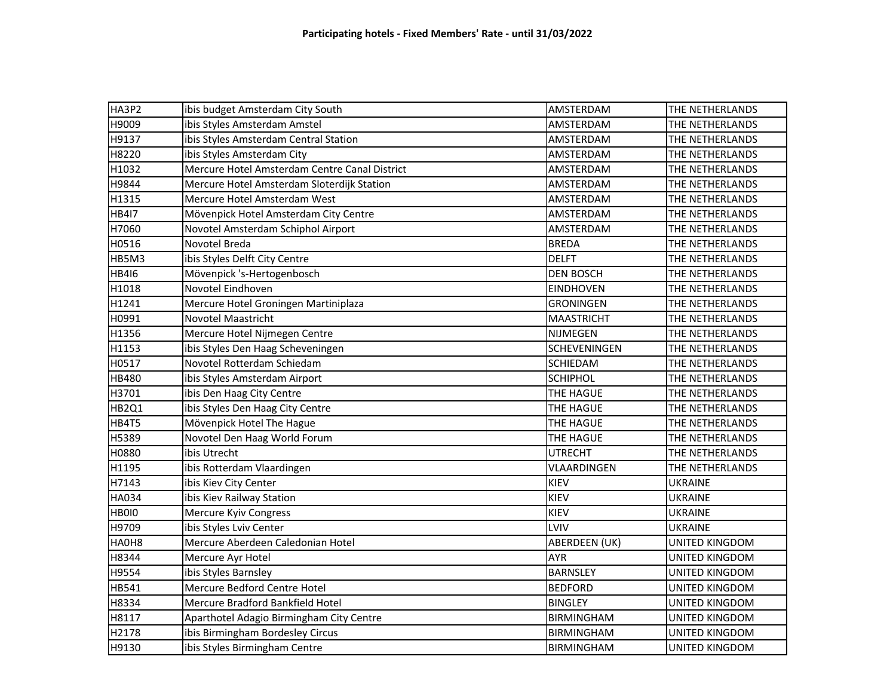**Participating hotels - Fixed Members' Rate - until 31/03/2022**

| | | | |
|---|---|---|---|
| HA3P2 | ibis budget Amsterdam City South | AMSTERDAM | THE NETHERLANDS |
| H9009 | ibis Styles Amsterdam Amstel | AMSTERDAM | THE NETHERLANDS |
| H9137 | ibis Styles Amsterdam Central Station | AMSTERDAM | THE NETHERLANDS |
| H8220 | ibis Styles Amsterdam City | AMSTERDAM | THE NETHERLANDS |
| H1032 | Mercure Hotel Amsterdam Centre Canal District | AMSTERDAM | THE NETHERLANDS |
| H9844 | Mercure Hotel Amsterdam Sloterdijk Station | AMSTERDAM | THE NETHERLANDS |
| H1315 | Mercure Hotel Amsterdam West | AMSTERDAM | THE NETHERLANDS |
| HB4I7 | Mövenpick Hotel Amsterdam City Centre | AMSTERDAM | THE NETHERLANDS |
| H7060 | Novotel Amsterdam Schiphol Airport | AMSTERDAM | THE NETHERLANDS |
| H0516 | Novotel Breda | BREDA | THE NETHERLANDS |
| HB5M3 | ibis Styles Delft City Centre | DELFT | THE NETHERLANDS |
| HB4I6 | Mövenpick 's-Hertogenbosch | DEN BOSCH | THE NETHERLANDS |
| H1018 | Novotel Eindhoven | EINDHOVEN | THE NETHERLANDS |
| H1241 | Mercure Hotel Groningen Martiniplaza | GRONINGEN | THE NETHERLANDS |
| H0991 | Novotel Maastricht | MAASTRICHT | THE NETHERLANDS |
| H1356 | Mercure Hotel Nijmegen Centre | NIJMEGEN | THE NETHERLANDS |
| H1153 | ibis Styles Den Haag Scheveningen | SCHEVENINGEN | THE NETHERLANDS |
| H0517 | Novotel Rotterdam Schiedam | SCHIEDAM | THE NETHERLANDS |
| HB480 | ibis Styles Amsterdam Airport | SCHIPHOL | THE NETHERLANDS |
| H3701 | ibis Den Haag City Centre | THE HAGUE | THE NETHERLANDS |
| HB2Q1 | ibis Styles Den Haag City Centre | THE HAGUE | THE NETHERLANDS |
| HB4T5 | Mövenpick Hotel The Hague | THE HAGUE | THE NETHERLANDS |
| H5389 | Novotel Den Haag World Forum | THE HAGUE | THE NETHERLANDS |
| H0880 | ibis Utrecht | UTRECHT | THE NETHERLANDS |
| H1195 | ibis Rotterdam Vlaardingen | VLAARDINGEN | THE NETHERLANDS |
| H7143 | ibis Kiev City Center | KIEV | UKRAINE |
| HA034 | ibis Kiev Railway Station | KIEV | UKRAINE |
| HB0I0 | Mercure Kyiv Congress | KIEV | UKRAINE |
| H9709 | ibis Styles Lviv Center | LVIV | UKRAINE |
| HA0H8 | Mercure Aberdeen Caledonian Hotel | ABERDEEN (UK) | UNITED KINGDOM |
| H8344 | Mercure Ayr Hotel | AYR | UNITED KINGDOM |
| H9554 | ibis Styles Barnsley | BARNSLEY | UNITED KINGDOM |
| HB541 | Mercure Bedford Centre Hotel | BEDFORD | UNITED KINGDOM |
| H8334 | Mercure Bradford Bankfield Hotel | BINGLEY | UNITED KINGDOM |
| H8117 | Aparthotel Adagio Birmingham City Centre | BIRMINGHAM | UNITED KINGDOM |
| H2178 | ibis Birmingham Bordesley Circus | BIRMINGHAM | UNITED KINGDOM |
| H9130 | ibis Styles Birmingham Centre | BIRMINGHAM | UNITED KINGDOM |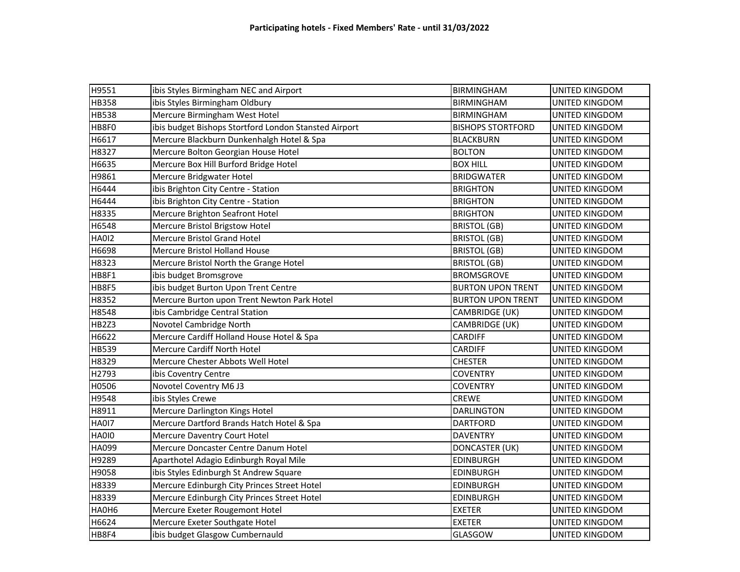**Participating hotels - Fixed Members' Rate - until 31/03/2022**

| | | | |
|---|---|---|---|
| H9551 | ibis Styles Birmingham NEC and Airport | BIRMINGHAM | UNITED KINGDOM |
| HB358 | ibis Styles Birmingham Oldbury | BIRMINGHAM | UNITED KINGDOM |
| HB538 | Mercure Birmingham West Hotel | BIRMINGHAM | UNITED KINGDOM |
| HB8F0 | ibis budget Bishops Stortford London Stansted Airport | BISHOPS STORTFORD | UNITED KINGDOM |
| H6617 | Mercure Blackburn Dunkenhalgh Hotel & Spa | BLACKBURN | UNITED KINGDOM |
| H8327 | Mercure Bolton Georgian House Hotel | BOLTON | UNITED KINGDOM |
| H6635 | Mercure Box Hill Burford Bridge Hotel | BOX HILL | UNITED KINGDOM |
| H9861 | Mercure Bridgwater Hotel | BRIDGWATER | UNITED KINGDOM |
| H6444 | ibis Brighton City Centre - Station | BRIGHTON | UNITED KINGDOM |
| H6444 | ibis Brighton City Centre - Station | BRIGHTON | UNITED KINGDOM |
| H8335 | Mercure Brighton Seafront Hotel | BRIGHTON | UNITED KINGDOM |
| H6548 | Mercure Bristol Brigstow Hotel | BRISTOL (GB) | UNITED KINGDOM |
| HA0I2 | Mercure Bristol Grand Hotel | BRISTOL (GB) | UNITED KINGDOM |
| H6698 | Mercure Bristol Holland House | BRISTOL (GB) | UNITED KINGDOM |
| H8323 | Mercure Bristol North the Grange Hotel | BRISTOL (GB) | UNITED KINGDOM |
| HB8F1 | ibis budget Bromsgrove | BROMSGROVE | UNITED KINGDOM |
| HB8F5 | ibis budget Burton Upon Trent Centre | BURTON UPON TRENT | UNITED KINGDOM |
| H8352 | Mercure Burton upon Trent Newton Park Hotel | BURTON UPON TRENT | UNITED KINGDOM |
| H8548 | ibis Cambridge Central Station | CAMBRIDGE (UK) | UNITED KINGDOM |
| HB2Z3 | Novotel Cambridge North | CAMBRIDGE (UK) | UNITED KINGDOM |
| H6622 | Mercure Cardiff Holland House Hotel & Spa | CARDIFF | UNITED KINGDOM |
| HB539 | Mercure Cardiff North Hotel | CARDIFF | UNITED KINGDOM |
| H8329 | Mercure Chester Abbots Well Hotel | CHESTER | UNITED KINGDOM |
| H2793 | ibis Coventry Centre | COVENTRY | UNITED KINGDOM |
| H0506 | Novotel Coventry M6 J3 | COVENTRY | UNITED KINGDOM |
| H9548 | ibis Styles Crewe | CREWE | UNITED KINGDOM |
| H8911 | Mercure Darlington Kings Hotel | DARLINGTON | UNITED KINGDOM |
| HA0I7 | Mercure Dartford Brands Hatch Hotel & Spa | DARTFORD | UNITED KINGDOM |
| HA0I0 | Mercure Daventry Court Hotel | DAVENTRY | UNITED KINGDOM |
| HA099 | Mercure Doncaster Centre Danum Hotel | DONCASTER (UK) | UNITED KINGDOM |
| H9289 | Aparthotel Adagio Edinburgh Royal Mile | EDINBURGH | UNITED KINGDOM |
| H9058 | ibis Styles Edinburgh St Andrew Square | EDINBURGH | UNITED KINGDOM |
| H8339 | Mercure Edinburgh City Princes Street Hotel | EDINBURGH | UNITED KINGDOM |
| H8339 | Mercure Edinburgh City Princes Street Hotel | EDINBURGH | UNITED KINGDOM |
| HA0H6 | Mercure Exeter Rougemont Hotel | EXETER | UNITED KINGDOM |
| H6624 | Mercure Exeter Southgate Hotel | EXETER | UNITED KINGDOM |
| HB8F4 | ibis budget Glasgow Cumbernauld | GLASGOW | UNITED KINGDOM |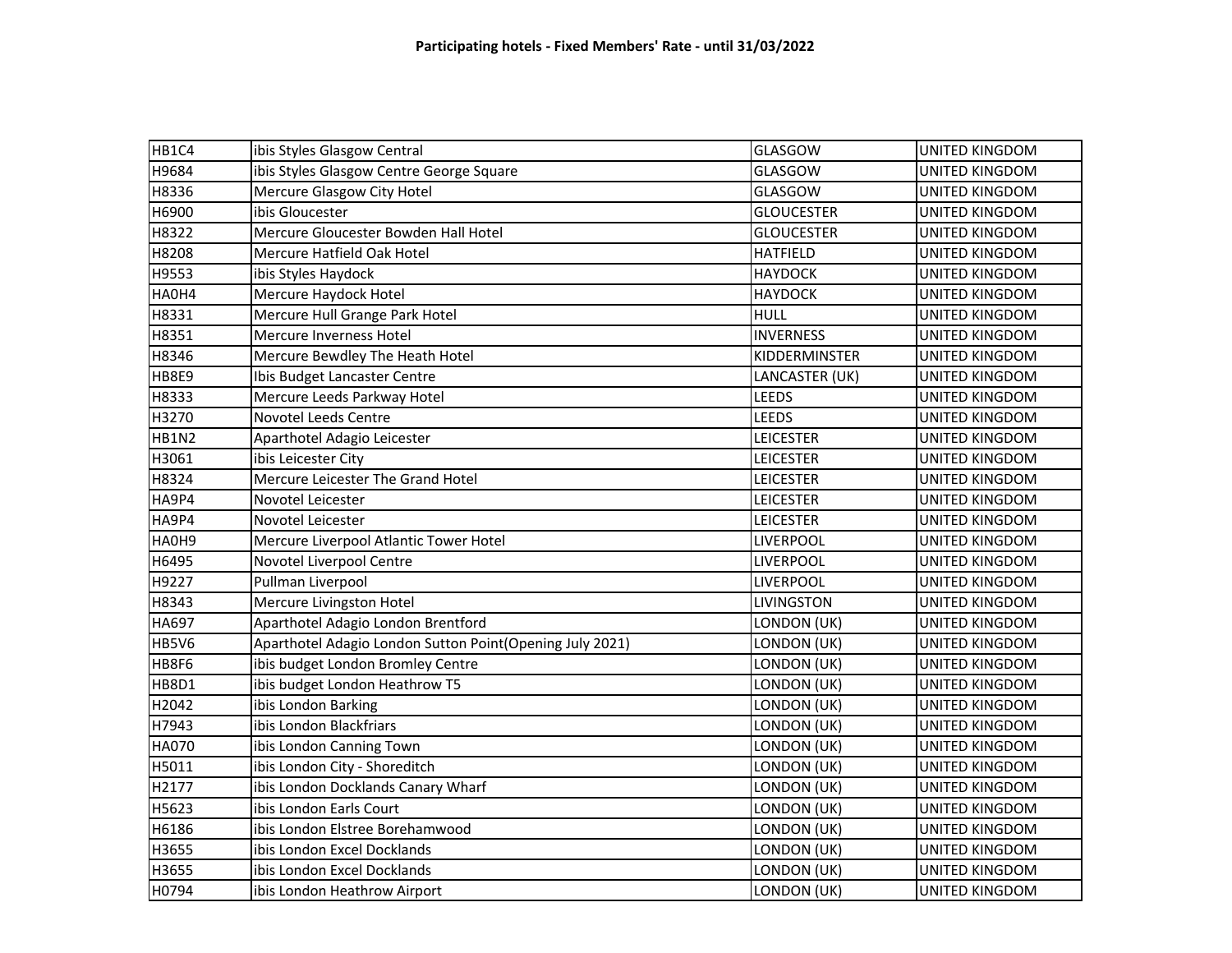# Participating hotels - Fixed Members' Rate - until 31/03/2022

| | | | |
|---|---|---|---|
| HB1C4 | ibis Styles Glasgow Central | GLASGOW | UNITED KINGDOM |
| H9684 | ibis Styles Glasgow Centre George Square | GLASGOW | UNITED KINGDOM |
| H8336 | Mercure Glasgow City Hotel | GLASGOW | UNITED KINGDOM |
| H6900 | ibis Gloucester | GLOUCESTER | UNITED KINGDOM |
| H8322 | Mercure Gloucester Bowden Hall Hotel | GLOUCESTER | UNITED KINGDOM |
| H8208 | Mercure Hatfield Oak Hotel | HATFIELD | UNITED KINGDOM |
| H9553 | ibis Styles Haydock | HAYDOCK | UNITED KINGDOM |
| HA0H4 | Mercure Haydock Hotel | HAYDOCK | UNITED KINGDOM |
| H8331 | Mercure Hull Grange Park Hotel | HULL | UNITED KINGDOM |
| H8351 | Mercure Inverness Hotel | INVERNESS | UNITED KINGDOM |
| H8346 | Mercure Bewdley The Heath Hotel | KIDDERMINSTER | UNITED KINGDOM |
| HB8E9 | Ibis Budget Lancaster Centre | LANCASTER (UK) | UNITED KINGDOM |
| H8333 | Mercure Leeds Parkway Hotel | LEEDS | UNITED KINGDOM |
| H3270 | Novotel Leeds Centre | LEEDS | UNITED KINGDOM |
| HB1N2 | Aparthotel Adagio Leicester | LEICESTER | UNITED KINGDOM |
| H3061 | ibis Leicester City | LEICESTER | UNITED KINGDOM |
| H8324 | Mercure Leicester The Grand Hotel | LEICESTER | UNITED KINGDOM |
| HA9P4 | Novotel Leicester | LEICESTER | UNITED KINGDOM |
| HA9P4 | Novotel Leicester | LEICESTER | UNITED KINGDOM |
| HA0H9 | Mercure Liverpool Atlantic Tower Hotel | LIVERPOOL | UNITED KINGDOM |
| H6495 | Novotel Liverpool Centre | LIVERPOOL | UNITED KINGDOM |
| H9227 | Pullman Liverpool | LIVERPOOL | UNITED KINGDOM |
| H8343 | Mercure Livingston Hotel | LIVINGSTON | UNITED KINGDOM |
| HA697 | Aparthotel Adagio London Brentford | LONDON (UK) | UNITED KINGDOM |
| HB5V6 | Aparthotel Adagio London Sutton Point(Opening July 2021) | LONDON (UK) | UNITED KINGDOM |
| HB8F6 | ibis budget London Bromley Centre | LONDON (UK) | UNITED KINGDOM |
| HB8D1 | ibis budget London Heathrow T5 | LONDON (UK) | UNITED KINGDOM |
| H2042 | ibis London Barking | LONDON (UK) | UNITED KINGDOM |
| H7943 | ibis London Blackfriars | LONDON (UK) | UNITED KINGDOM |
| HA070 | ibis London Canning Town | LONDON (UK) | UNITED KINGDOM |
| H5011 | ibis London City - Shoreditch | LONDON (UK) | UNITED KINGDOM |
| H2177 | ibis London Docklands Canary Wharf | LONDON (UK) | UNITED KINGDOM |
| H5623 | ibis London Earls Court | LONDON (UK) | UNITED KINGDOM |
| H6186 | ibis London Elstree Borehamwood | LONDON (UK) | UNITED KINGDOM |
| H3655 | ibis London Excel Docklands | LONDON (UK) | UNITED KINGDOM |
| H3655 | ibis London Excel Docklands | LONDON (UK) | UNITED KINGDOM |
| H0794 | ibis London Heathrow Airport | LONDON (UK) | UNITED KINGDOM |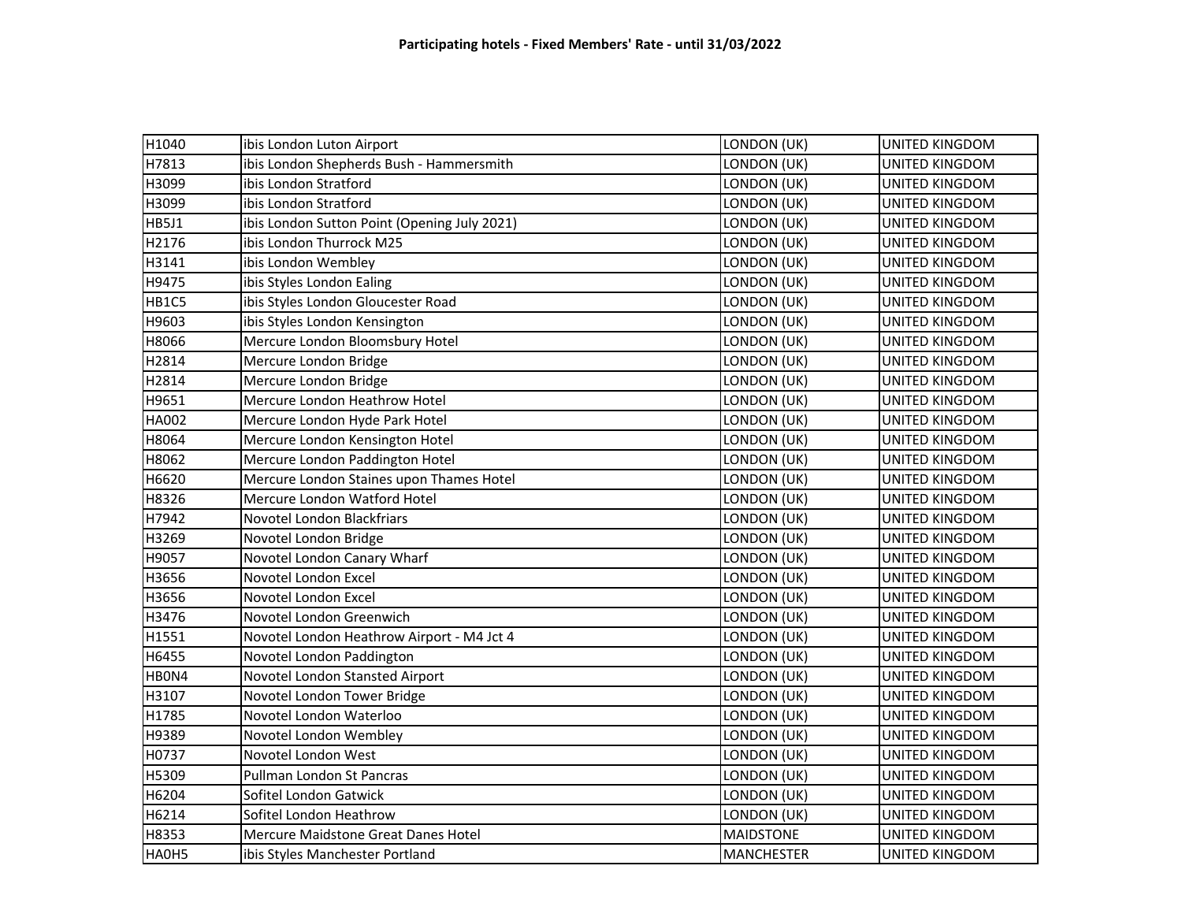**Participating hotels - Fixed Members' Rate - until 31/03/2022**

| | | | |
|---|---|---|---|
| H1040 | ibis London Luton Airport | LONDON (UK) | UNITED KINGDOM |
| H7813 | ibis London Shepherds Bush - Hammersmith | LONDON (UK) | UNITED KINGDOM |
| H3099 | ibis London Stratford | LONDON (UK) | UNITED KINGDOM |
| H3099 | ibis London Stratford | LONDON (UK) | UNITED KINGDOM |
| HB5J1 | ibis London Sutton Point (Opening July 2021) | LONDON (UK) | UNITED KINGDOM |
| H2176 | ibis London Thurrock M25 | LONDON (UK) | UNITED KINGDOM |
| H3141 | ibis London Wembley | LONDON (UK) | UNITED KINGDOM |
| H9475 | ibis Styles London Ealing | LONDON (UK) | UNITED KINGDOM |
| HB1C5 | ibis Styles London Gloucester Road | LONDON (UK) | UNITED KINGDOM |
| H9603 | ibis Styles London Kensington | LONDON (UK) | UNITED KINGDOM |
| H8066 | Mercure London Bloomsbury Hotel | LONDON (UK) | UNITED KINGDOM |
| H2814 | Mercure London Bridge | LONDON (UK) | UNITED KINGDOM |
| H2814 | Mercure London Bridge | LONDON (UK) | UNITED KINGDOM |
| H9651 | Mercure London Heathrow Hotel | LONDON (UK) | UNITED KINGDOM |
| HA002 | Mercure London Hyde Park Hotel | LONDON (UK) | UNITED KINGDOM |
| H8064 | Mercure London Kensington Hotel | LONDON (UK) | UNITED KINGDOM |
| H8062 | Mercure London Paddington Hotel | LONDON (UK) | UNITED KINGDOM |
| H6620 | Mercure London Staines upon Thames Hotel | LONDON (UK) | UNITED KINGDOM |
| H8326 | Mercure London Watford Hotel | LONDON (UK) | UNITED KINGDOM |
| H7942 | Novotel London Blackfriars | LONDON (UK) | UNITED KINGDOM |
| H3269 | Novotel London Bridge | LONDON (UK) | UNITED KINGDOM |
| H9057 | Novotel London Canary Wharf | LONDON (UK) | UNITED KINGDOM |
| H3656 | Novotel London Excel | LONDON (UK) | UNITED KINGDOM |
| H3656 | Novotel London Excel | LONDON (UK) | UNITED KINGDOM |
| H3476 | Novotel London Greenwich | LONDON (UK) | UNITED KINGDOM |
| H1551 | Novotel London Heathrow Airport - M4 Jct 4 | LONDON (UK) | UNITED KINGDOM |
| H6455 | Novotel London Paddington | LONDON (UK) | UNITED KINGDOM |
| HB0N4 | Novotel London Stansted Airport | LONDON (UK) | UNITED KINGDOM |
| H3107 | Novotel London Tower Bridge | LONDON (UK) | UNITED KINGDOM |
| H1785 | Novotel London Waterloo | LONDON (UK) | UNITED KINGDOM |
| H9389 | Novotel London Wembley | LONDON (UK) | UNITED KINGDOM |
| H0737 | Novotel London West | LONDON (UK) | UNITED KINGDOM |
| H5309 | Pullman London St Pancras | LONDON (UK) | UNITED KINGDOM |
| H6204 | Sofitel London Gatwick | LONDON (UK) | UNITED KINGDOM |
| H6214 | Sofitel London Heathrow | LONDON (UK) | UNITED KINGDOM |
| H8353 | Mercure Maidstone Great Danes Hotel | MAIDSTONE | UNITED KINGDOM |
| HA0H5 | ibis Styles Manchester Portland | MANCHESTER | UNITED KINGDOM |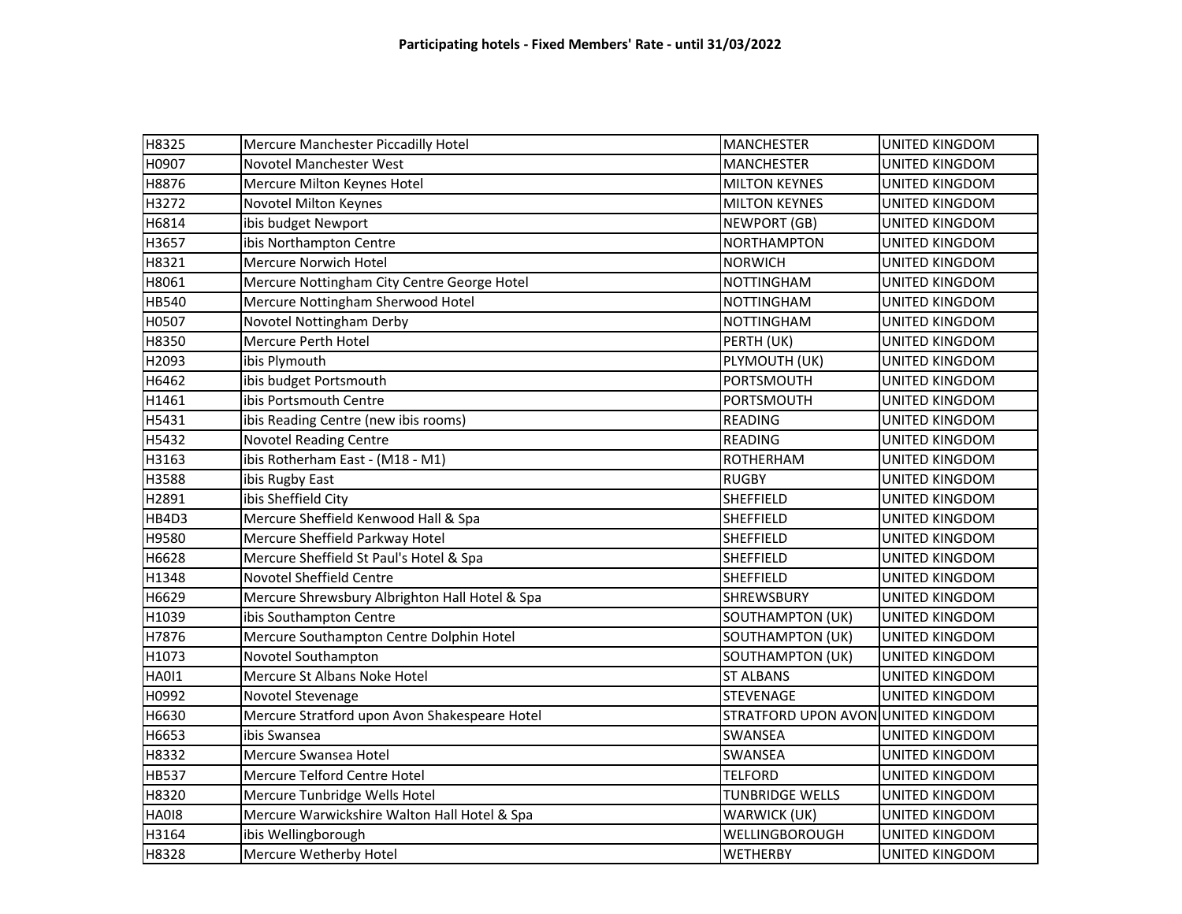**Participating hotels - Fixed Members' Rate - until 31/03/2022**

| | | | |
|---|---|---|---|
| H8325 | Mercure Manchester Piccadilly Hotel | MANCHESTER | UNITED KINGDOM |
| H0907 | Novotel Manchester West | MANCHESTER | UNITED KINGDOM |
| H8876 | Mercure Milton Keynes Hotel | MILTON KEYNES | UNITED KINGDOM |
| H3272 | Novotel Milton Keynes | MILTON KEYNES | UNITED KINGDOM |
| H6814 | ibis budget Newport | NEWPORT (GB) | UNITED KINGDOM |
| H3657 | ibis Northampton Centre | NORTHAMPTON | UNITED KINGDOM |
| H8321 | Mercure Norwich Hotel | NORWICH | UNITED KINGDOM |
| H8061 | Mercure Nottingham City Centre George Hotel | NOTTINGHAM | UNITED KINGDOM |
| HB540 | Mercure Nottingham Sherwood Hotel | NOTTINGHAM | UNITED KINGDOM |
| H0507 | Novotel Nottingham Derby | NOTTINGHAM | UNITED KINGDOM |
| H8350 | Mercure Perth Hotel | PERTH (UK) | UNITED KINGDOM |
| H2093 | ibis Plymouth | PLYMOUTH (UK) | UNITED KINGDOM |
| H6462 | ibis budget Portsmouth | PORTSMOUTH | UNITED KINGDOM |
| H1461 | ibis Portsmouth Centre | PORTSMOUTH | UNITED KINGDOM |
| H5431 | ibis Reading Centre (new ibis rooms) | READING | UNITED KINGDOM |
| H5432 | Novotel Reading Centre | READING | UNITED KINGDOM |
| H3163 | ibis Rotherham East - (M18 - M1) | ROTHERHAM | UNITED KINGDOM |
| H3588 | ibis Rugby East | RUGBY | UNITED KINGDOM |
| H2891 | ibis Sheffield City | SHEFFIELD | UNITED KINGDOM |
| HB4D3 | Mercure Sheffield Kenwood Hall & Spa | SHEFFIELD | UNITED KINGDOM |
| H9580 | Mercure Sheffield Parkway Hotel | SHEFFIELD | UNITED KINGDOM |
| H6628 | Mercure Sheffield St Paul's Hotel & Spa | SHEFFIELD | UNITED KINGDOM |
| H1348 | Novotel Sheffield Centre | SHEFFIELD | UNITED KINGDOM |
| H6629 | Mercure Shrewsbury Albrighton Hall Hotel & Spa | SHREWSBURY | UNITED KINGDOM |
| H1039 | ibis Southampton Centre | SOUTHAMPTON (UK) | UNITED KINGDOM |
| H7876 | Mercure Southampton Centre Dolphin Hotel | SOUTHAMPTON (UK) | UNITED KINGDOM |
| H1073 | Novotel Southampton | SOUTHAMPTON (UK) | UNITED KINGDOM |
| HA0I1 | Mercure St Albans Noke Hotel | ST ALBANS | UNITED KINGDOM |
| H0992 | Novotel Stevenage | STEVENAGE | UNITED KINGDOM |
| H6630 | Mercure Stratford upon Avon Shakespeare Hotel | STRATFORD UPON AVON | UNITED KINGDOM |
| H6653 | ibis Swansea | SWANSEA | UNITED KINGDOM |
| H8332 | Mercure Swansea Hotel | SWANSEA | UNITED KINGDOM |
| HB537 | Mercure Telford Centre Hotel | TELFORD | UNITED KINGDOM |
| H8320 | Mercure Tunbridge Wells Hotel | TUNBRIDGE WELLS | UNITED KINGDOM |
| HA0I8 | Mercure Warwickshire Walton Hall Hotel & Spa | WARWICK (UK) | UNITED KINGDOM |
| H3164 | ibis Wellingborough | WELLINGBOROUGH | UNITED KINGDOM |
| H8328 | Mercure Wetherby Hotel | WETHERBY | UNITED KINGDOM |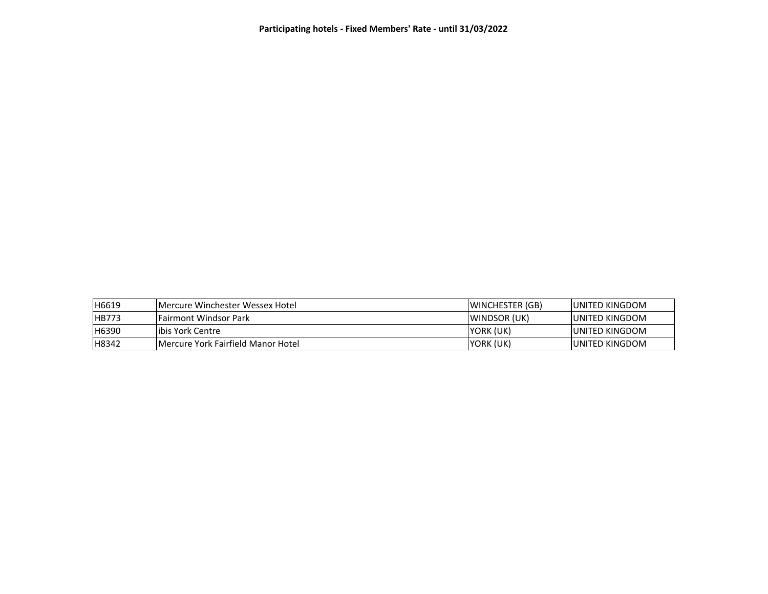**Participating hotels - Fixed Members' Rate - until 31/03/2022**

| | | | |
|---|---|---|---|
| H6619 | Mercure Winchester Wessex Hotel | WINCHESTER (GB) | UNITED KINGDOM |
| HB773 | Fairmont Windsor Park | WINDSOR (UK) | UNITED KINGDOM |
| H6390 | ibis York Centre | YORK (UK) | UNITED KINGDOM |
| H8342 | Mercure York Fairfield Manor Hotel | YORK (UK) | UNITED KINGDOM |